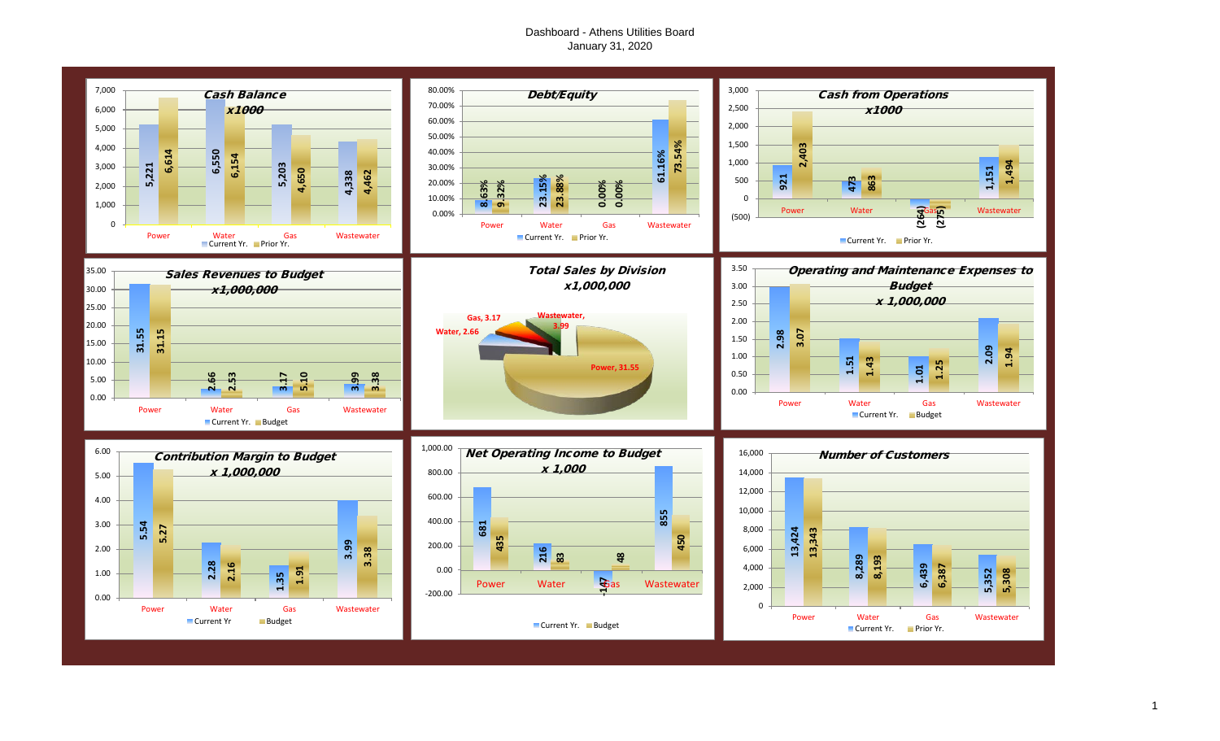# Dashboard - Athens Utilities Board

January 31, 2020

## Cash Balance x1000

| | Current Yr. | Prior Yr. |
|---|---|---|
| Power | 5,221 | 6,614 |
| Water | 6,550 | 6,154 |
| Gas | 5,203 | 4,650 |
| Wastewater | 4,338 | 4,462 |

## Debt/Equity

| | Current Yr. | Prior Yr. |
|---|---|---|
| Power | 8.63% | 9.32% |
| Water | 23.15% | 23.88% |
| Gas | 0.00% | 0.00% |
| Wastewater | 61.16% | 73.54% |

## Cash from Operations x1000

| | Current Yr. | Prior Yr. |
|---|---|---|
| Power | 921 | 2,403 |
| Water | 473 | 863 |
| Gas | (264) | (275) |
| Wastewater | 1,151 | 1,494 |

## Sales Revenues to Budget x1,000,000

| | Current Yr. | Budget |
|---|---|---|
| Power | 31.55 | 31.15 |
| Water | 2.66 | 2.53 |
| Gas | 3.17 | 5.10 |
| Wastewater | 3.99 | 3.38 |

## Total Sales by Division x1,000,000

| Division | Sales |
|---|---|
| Power | 31.55 |
| Water | 2.66 |
| Gas | 3.17 |
| Wastewater | 3.99 |

## Operating and Maintenance Expenses to Budget x 1,000,000

| | Current Yr. | Budget |
|---|---|---|
| Power | 2.98 | 3.07 |
| Water | 1.51 | 1.43 |
| Gas | 1.01 | 1.25 |
| Wastewater | 2.09 | 1.94 |

## Contribution Margin to Budget x 1,000,000

| | Current Yr | Budget |
|---|---|---|
| Power | 5.54 | 5.27 |
| Water | 2.28 | 2.16 |
| Gas | 1.35 | 1.91 |
| Wastewater | 3.99 | 3.38 |

## Net Operating Income to Budget x 1,000

| | Current Yr. | Budget |
|---|---|---|
| Power | 681 | 435 |
| Water | 216 | 83 |
| Gas | -147 | 48 |
| Wastewater | 855 | 450 |

## Number of Customers

| | Current Yr. | Prior Yr. |
|---|---|---|
| Power | 13,424 | 13,343 |
| Water | 8,289 | 8,193 |
| Gas | 6,439 | 6,387 |
| Wastewater | 5,352 | 5,308 |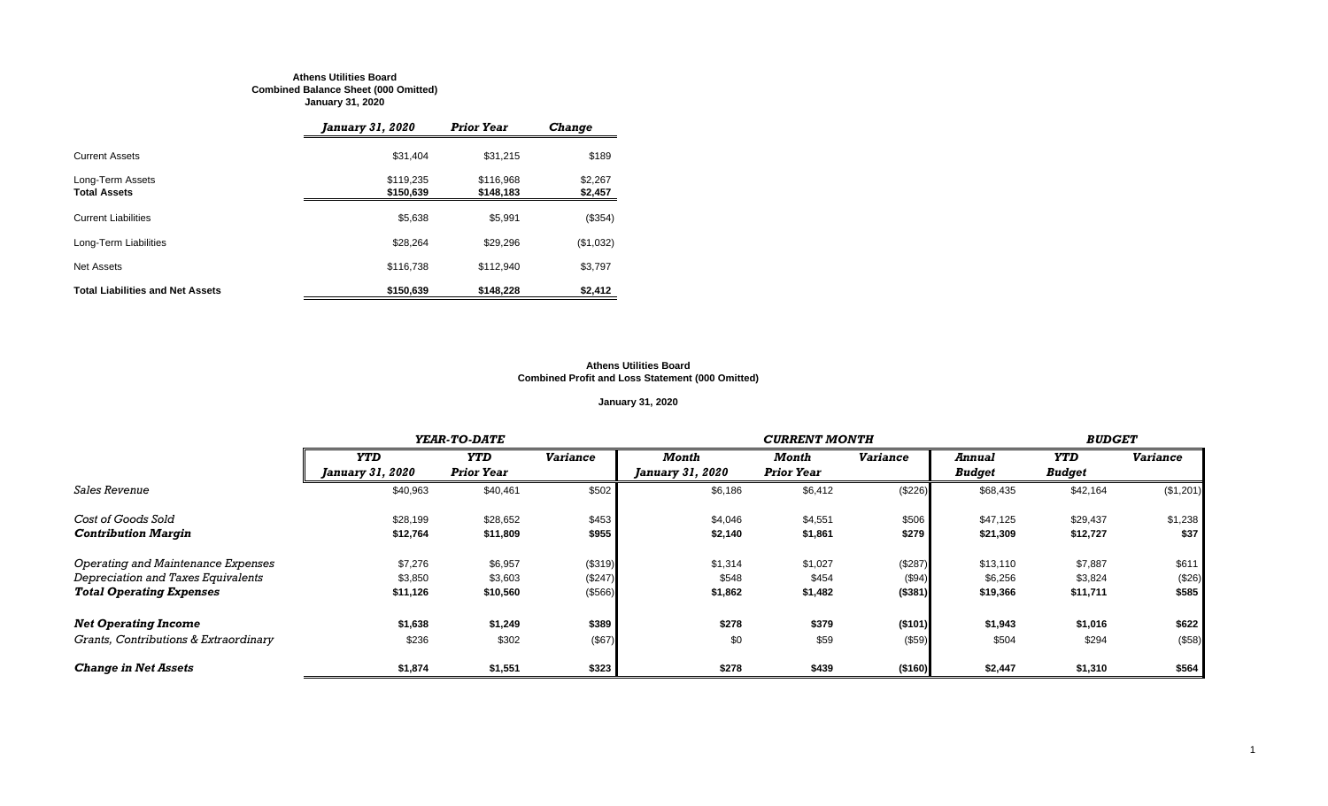**Athens Utilities Board**
**Combined Balance Sheet (000 Omitted)**
**January 31, 2020**

| | *January 31, 2020* | *Prior Year* | *Change* |
|---|---|---|---|
| Current Assets | $31,404 | $31,215 | $189 |
| Long-Term Assets | $119,235 | $116,968 | $2,267 |
| **Total Assets** | **$150,639** | **$148,183** | **$2,457** |
| Current Liabilities | $5,638 | $5,991 | ($354) |
| Long-Term Liabilities | $28,264 | $29,296 | ($1,032) |
| Net Assets | $116,738 | $112,940 | $3,797 |
| **Total Liabilities and Net Assets** | **$150,639** | **$148,228** | **$2,412** |

**Athens Utilities Board**
**Combined Profit and Loss Statement (000 Omitted)**

**January 31, 2020**

| | *YEAR-TO-DATE* | | | *CURRENT MONTH* | | | *BUDGET* | | |
|---|---|---|---|---|---|---|---|---|---|
| | *YTD January 31, 2020* | *YTD Prior Year* | *Variance* | *Month January 31, 2020* | *Month Prior Year* | *Variance* | *Annual Budget* | *YTD Budget* | *Variance* |
| *Sales Revenue* | $40,963 | $40,461 | $502 | $6,186 | $6,412 | ($226) | $68,435 | $42,164 | ($1,201) |
| *Cost of Goods Sold* | $28,199 | $28,652 | $453 | $4,046 | $4,551 | $506 | $47,125 | $29,437 | $1,238 |
| ***Contribution Margin*** | **$12,764** | **$11,809** | **$955** | **$2,140** | **$1,861** | **$279** | **$21,309** | **$12,727** | **$37** |
| *Operating and Maintenance Expenses* | $7,276 | $6,957 | ($319) | $1,314 | $1,027 | ($287) | $13,110 | $7,887 | $611 |
| *Depreciation and Taxes Equivalents* | $3,850 | $3,603 | ($247) | $548 | $454 | ($94) | $6,256 | $3,824 | ($26) |
| ***Total Operating Expenses*** | **$11,126** | **$10,560** | **($566)** | **$1,862** | **$1,482** | **($381)** | **$19,366** | **$11,711** | **$585** |
| ***Net Operating Income*** | **$1,638** | **$1,249** | **$389** | **$278** | **$379** | **($101)** | **$1,943** | **$1,016** | **$622** |
| *Grants, Contributions & Extraordinary* | $236 | $302 | ($67) | $0 | $59 | ($59) | $504 | $294 | ($58) |
| ***Change in Net Assets*** | **$1,874** | **$1,551** | **$323** | **$278** | **$439** | **($160)** | **$2,447** | **$1,310** | **$564** |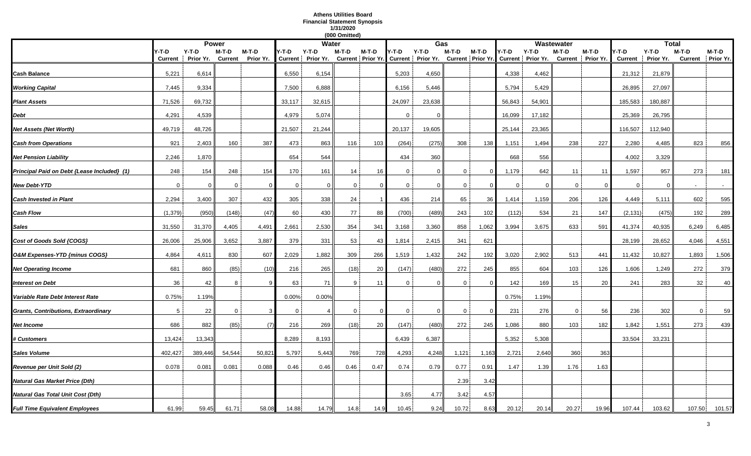**Athens Utilities Board**
**Financial Statement Synopsis**
**1/31/2020**
**(000 Omitted)**

| | Power | | | | Water | | | | Gas | | | | Wastewater | | | | Total | | | |
|---|---|---|---|---|---|---|---|---|---|---|---|---|---|---|---|---|---|---|---|---|
| | Y-T-D Current | Y-T-D Prior Yr. | M-T-D Current | M-T-D Prior Yr. | Y-T-D Current | Y-T-D Prior Yr. | M-T-D Current | M-T-D Prior Yr. | Y-T-D Current | Y-T-D Prior Yr. | M-T-D Current | M-T-D Prior Yr. | Y-T-D Current | Y-T-D Prior Yr. | M-T-D Current | M-T-D Prior Yr. | Y-T-D Current | Y-T-D Prior Yr. | M-T-D Current | M-T-D Prior Yr. |
| **Cash Balance** | 5,221 | 6,614 | | | 6,550 | 6,154 | | | 5,203 | 4,650 | | | 4,338 | 4,462 | | | 21,312 | 21,879 | | |
| ***Working Capital*** | 7,445 | 9,334 | | | 7,500 | 6,888 | | | 6,156 | 5,446 | | | 5,794 | 5,429 | | | 26,895 | 27,097 | | |
| ***Plant Assets*** | 71,526 | 69,732 | | | 33,117 | 32,615 | | | 24,097 | 23,638 | | | 56,843 | 54,901 | | | 185,583 | 180,887 | | |
| ***Debt*** | 4,291 | 4,539 | | | 4,979 | 5,074 | | | 0 | 0 | | | 16,099 | 17,182 | | | 25,369 | 26,795 | | |
| ***Net Assets (Net Worth)*** | 49,719 | 48,726 | | | 21,507 | 21,244 | | | 20,137 | 19,605 | | | 25,144 | 23,365 | | | 116,507 | 112,940 | | |
| ***Cash from Operations*** | 921 | 2,403 | 160 | 387 | 473 | 863 | 116 | 103 | (264) | (275) | 308 | 138 | 1,151 | 1,494 | 238 | 227 | 2,280 | 4,485 | 823 | 856 |
| ***Net Pension Liability*** | 2,246 | 1,870 | | | 654 | 544 | | | 434 | 360 | | | 668 | 556 | | | 4,002 | 3,329 | | |
| ***Principal Paid on Debt {Lease Included} (1)*** | 248 | 154 | 248 | 154 | 170 | 161 | 14 | 16 | 0 | 0 | 0 | 0 | 1,179 | 642 | 11 | 11 | 1,597 | 957 | 273 | 181 |
| ***New Debt-YTD*** | 0 | 0 | 0 | 0 | 0 | 0 | 0 | 0 | 0 | 0 | 0 | 0 | 0 | 0 | 0 | 0 | 0 | 0 | - | - |
| ***Cash Invested in Plant*** | 2,294 | 3,400 | 307 | 432 | 305 | 338 | 24 | 1 | 436 | 214 | 65 | 36 | 1,414 | 1,159 | 206 | 126 | 4,449 | 5,111 | 602 | 595 |
| ***Cash Flow*** | (1,379) | (950) | (148) | (47) | 60 | 430 | 77 | 88 | (700) | (489) | 243 | 102 | (112) | 534 | 21 | 147 | (2,131) | (475) | 192 | 289 |
| ***Sales*** | 31,550 | 31,370 | 4,405 | 4,491 | 2,661 | 2,530 | 354 | 341 | 3,168 | 3,360 | 858 | 1,062 | 3,994 | 3,675 | 633 | 591 | 41,374 | 40,935 | 6,249 | 6,485 |
| ***Cost of Goods Sold {COGS}*** | 26,006 | 25,906 | 3,652 | 3,887 | 379 | 331 | 53 | 43 | 1,814 | 2,415 | 341 | 621 | | | | | 28,199 | 28,652 | 4,046 | 4,551 |
| ***O&M Expenses-YTD {minus COGS}*** | 4,864 | 4,611 | 830 | 607 | 2,029 | 1,882 | 309 | 266 | 1,519 | 1,432 | 242 | 192 | 3,020 | 2,902 | 513 | 441 | 11,432 | 10,827 | 1,893 | 1,506 |
| ***Net Operating Income*** | 681 | 860 | (85) | (10) | 216 | 265 | (18) | 20 | (147) | (480) | 272 | 245 | 855 | 604 | 103 | 126 | 1,606 | 1,249 | 272 | 379 |
| ***Interest on Debt*** | 36 | 42 | 8 | 9 | 63 | 71 | 9 | 11 | 0 | 0 | 0 | 0 | 142 | 169 | 15 | 20 | 241 | 283 | 32 | 40 |
| ***Variable Rate Debt Interest Rate*** | 0.75% | 1.19% | | | 0.00% | 0.00% | | | | | | | 0.75% | 1.19% | | | | | | |
| ***Grants, Contributions, Extraordinary*** | 5 | 22 | 0 | 3 | 0 | 4 | 0 | 0 | 0 | 0 | 0 | 0 | 231 | 276 | 0 | 56 | 236 | 302 | 0 | 59 |
| ***Net Income*** | 686 | 882 | (85) | (7) | 216 | 269 | (18) | 20 | (147) | (480) | 272 | 245 | 1,086 | 880 | 103 | 182 | 1,842 | 1,551 | 273 | 439 |
| ***# Customers*** | 13,424 | 13,343 | | | 8,289 | 8,193 | | | 6,439 | 6,387 | | | 5,352 | 5,308 | | | 33,504 | 33,231 | | |
| ***Sales Volume*** | 402,427 | 389,446 | 54,544 | 50,821 | 5,797 | 5,443 | 769 | 728 | 4,293 | 4,248 | 1,121 | 1,163 | 2,721 | 2,640 | 360 | 363 | | | | |
| ***Revenue per Unit Sold (2)*** | 0.078 | 0.081 | 0.081 | 0.088 | 0.46 | 0.46 | 0.46 | 0.47 | 0.74 | 0.79 | 0.77 | 0.91 | 1.47 | 1.39 | 1.76 | 1.63 | | | | |
| ***Natural Gas Market Price (Dth)*** | | | | | | | | | | | 2.39 | 3.42 | | | | | | | | |
| ***Natural Gas Total Unit Cost (Dth)*** | | | | | | | | | 3.65 | 4.77 | 3.42 | 4.57 | | | | | | | | |
| ***Full Time Equivalent Employees*** | 61.99 | 59.45 | 61.71 | 58.08 | 14.88 | 14.79 | 14.8 | 14.9 | 10.45 | 9.24 | 10.72 | 8.63 | 20.12 | 20.14 | 20.27 | 19.96 | 107.44 | 103.62 | 107.50 | 101.57 |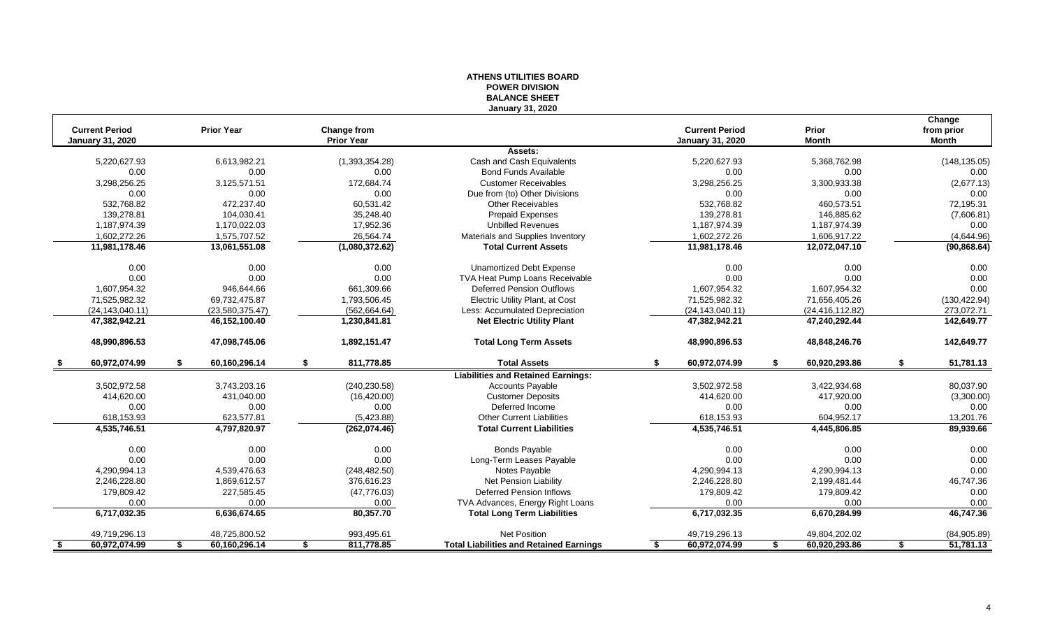# ATHENS UTILITIES BOARD
## POWER DIVISION
## BALANCE SHEET
### January 31, 2020

| Current Period January 31, 2020 | Prior Year | Change from Prior Year | | Current Period January 31, 2020 | Prior Month | Change from prior Month |
|---|---|---|---|---|---|---|
| | | | **Assets:** | | | |
| 5,220,627.93 | 6,613,982.21 | (1,393,354.28) | Cash and Cash Equivalents | 5,220,627.93 | 5,368,762.98 | (148,135.05) |
| 0.00 | 0.00 | 0.00 | Bond Funds Available | 0.00 | 0.00 | 0.00 |
| 3,298,256.25 | 3,125,571.51 | 172,684.74 | Customer Receivables | 3,298,256.25 | 3,300,933.38 | (2,677.13) |
| 0.00 | 0.00 | 0.00 | Due from (to) Other Divisions | 0.00 | 0.00 | 0.00 |
| 532,768.82 | 472,237.40 | 60,531.42 | Other Receivables | 532,768.82 | 460,573.51 | 72,195.31 |
| 139,278.81 | 104,030.41 | 35,248.40 | Prepaid Expenses | 139,278.81 | 146,885.62 | (7,606.81) |
| 1,187,974.39 | 1,170,022.03 | 17,952.36 | Unbilled Revenues | 1,187,974.39 | 1,187,974.39 | 0.00 |
| 1,602,272.26 | 1,575,707.52 | 26,564.74 | Materials and Supplies Inventory | 1,602,272.26 | 1,606,917.22 | (4,644.96) |
| **11,981,178.46** | **13,061,551.08** | **(1,080,372.62)** | **Total Current Assets** | **11,981,178.46** | **12,072,047.10** | **(90,868.64)** |
| 0.00 | 0.00 | 0.00 | Unamortized Debt Expense | 0.00 | 0.00 | 0.00 |
| 0.00 | 0.00 | 0.00 | TVA Heat Pump Loans Receivable | 0.00 | 0.00 | 0.00 |
| 1,607,954.32 | 946,644.66 | 661,309.66 | Deferred Pension Outflows | 1,607,954.32 | 1,607,954.32 | 0.00 |
| 71,525,982.32 | 69,732,475.87 | 1,793,506.45 | Electric Utility Plant, at Cost | 71,525,982.32 | 71,656,405.26 | (130,422.94) |
| (24,143,040.11) | (23,580,375.47) | (562,664.64) | Less: Accumulated Depreciation | (24,143,040.11) | (24,416,112.82) | 273,072.71 |
| **47,382,942.21** | **46,152,100.40** | **1,230,841.81** | **Net Electric Utility Plant** | **47,382,942.21** | **47,240,292.44** | **142,649.77** |
| **48,990,896.53** | **47,098,745.06** | **1,892,151.47** | **Total Long Term Assets** | **48,990,896.53** | **48,848,246.76** | **142,649.77** |
| **$ 60,972,074.99** | **$ 60,160,296.14** | **$ 811,778.85** | **Total Assets** | **$ 60,972,074.99** | **$ 60,920,293.86** | **$ 51,781.13** |
| | | | **Liabilities and Retained Earnings:** | | | |
| 3,502,972.58 | 3,743,203.16 | (240,230.58) | Accounts Payable | 3,502,972.58 | 3,422,934.68 | 80,037.90 |
| 414,620.00 | 431,040.00 | (16,420.00) | Customer Deposits | 414,620.00 | 417,920.00 | (3,300.00) |
| 0.00 | 0.00 | 0.00 | Deferred Income | 0.00 | 0.00 | 0.00 |
| 618,153.93 | 623,577.81 | (5,423.88) | Other Current Liabilities | 618,153.93 | 604,952.17 | 13,201.76 |
| **4,535,746.51** | **4,797,820.97** | **(262,074.46)** | **Total Current Liabilities** | **4,535,746.51** | **4,445,806.85** | **89,939.66** |
| 0.00 | 0.00 | 0.00 | Bonds Payable | 0.00 | 0.00 | 0.00 |
| 0.00 | 0.00 | 0.00 | Long-Term Leases Payable | 0.00 | 0.00 | 0.00 |
| 4,290,994.13 | 4,539,476.63 | (248,482.50) | Notes Payable | 4,290,994.13 | 4,290,994.13 | 0.00 |
| 2,246,228.80 | 1,869,612.57 | 376,616.23 | Net Pension Liability | 2,246,228.80 | 2,199,481.44 | 46,747.36 |
| 179,809.42 | 227,585.45 | (47,776.03) | Deferred Pension Inflows | 179,809.42 | 179,809.42 | 0.00 |
| 0.00 | 0.00 | 0.00 | TVA Advances, Energy Right Loans | 0.00 | 0.00 | 0.00 |
| **6,717,032.35** | **6,636,674.65** | **80,357.70** | **Total Long Term Liabilities** | **6,717,032.35** | **6,670,284.99** | **46,747.36** |
| 49,719,296.13 | 48,725,800.52 | 993,495.61 | Net Position | 49,719,296.13 | 49,804,202.02 | (84,905.89) |
| **$ 60,972,074.99** | **$ 60,160,296.14** | **$ 811,778.85** | **Total Liabilities and Retained Earnings** | **$ 60,972,074.99** | **$ 60,920,293.86** | **$ 51,781.13** |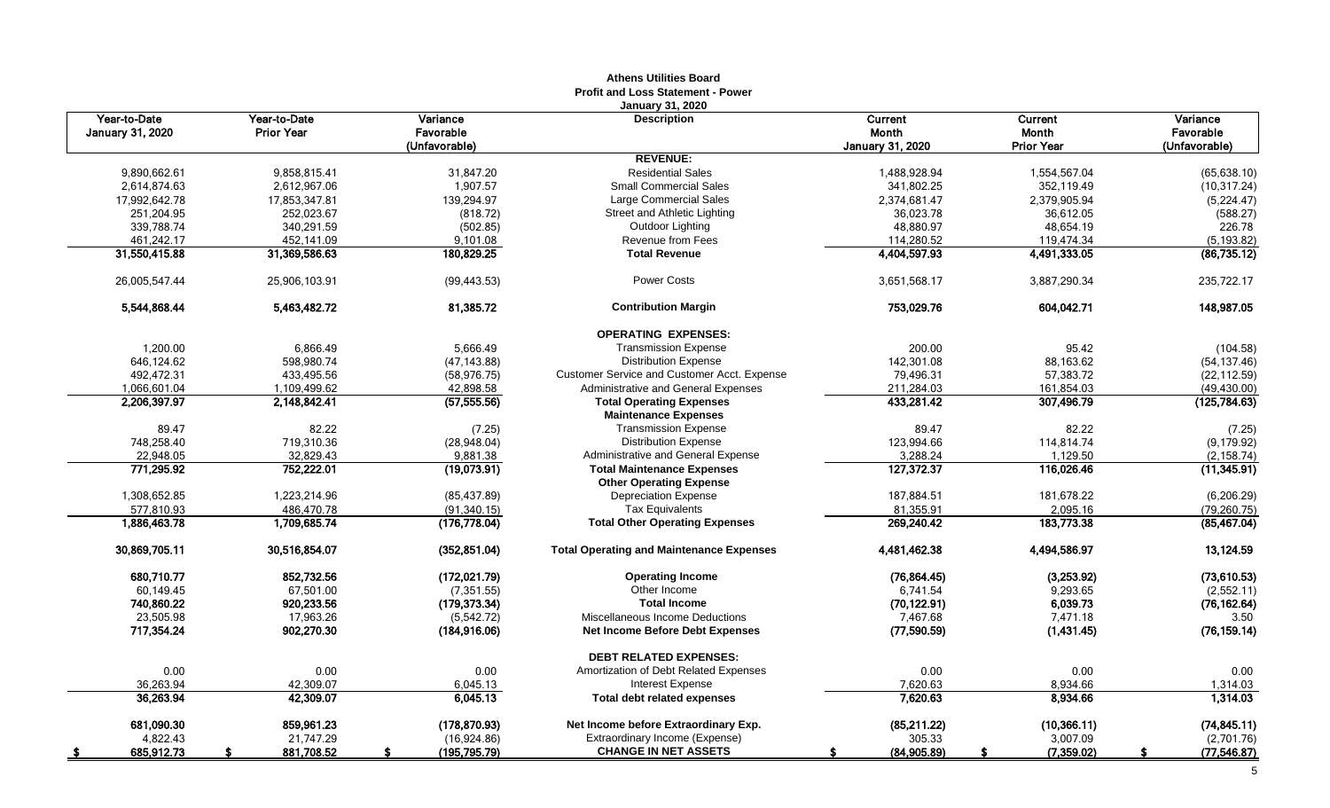**Athens Utilities Board**
**Profit and Loss Statement - Power**
**January 31, 2020**

| Year-to-Date January 31, 2020 | Year-to-Date Prior Year | Variance Favorable (Unfavorable) | Description | Current Month January 31, 2020 | Current Month Prior Year | Variance Favorable (Unfavorable) |
|---|---|---|---|---|---|---|
| | | | **REVENUE:** | | | |
| 9,890,662.61 | 9,858,815.41 | 31,847.20 | Residential Sales | 1,488,928.94 | 1,554,567.04 | (65,638.10) |
| 2,614,874.63 | 2,612,967.06 | 1,907.57 | Small Commercial Sales | 341,802.25 | 352,119.49 | (10,317.24) |
| 17,992,642.78 | 17,853,347.81 | 139,294.97 | Large Commercial Sales | 2,374,681.47 | 2,379,905.94 | (5,224.47) |
| 251,204.95 | 252,023.67 | (818.72) | Street and Athletic Lighting | 36,023.78 | 36,612.05 | (588.27) |
| 339,788.74 | 340,291.59 | (502.85) | Outdoor Lighting | 48,880.97 | 48,654.19 | 226.78 |
| 461,242.17 | 452,141.09 | 9,101.08 | Revenue from Fees | 114,280.52 | 119,474.34 | (5,193.82) |
| **31,550,415.88** | **31,369,586.63** | **180,829.25** | **Total Revenue** | **4,404,597.93** | **4,491,333.05** | **(86,735.12)** |
| 26,005,547.44 | 25,906,103.91 | (99,443.53) | Power Costs | 3,651,568.17 | 3,887,290.34 | 235,722.17 |
| **5,544,868.44** | **5,463,482.72** | **81,385.72** | **Contribution Margin** | **753,029.76** | **604,042.71** | **148,987.05** |
| | | | **OPERATING EXPENSES:** | | | |
| 1,200.00 | 6,866.49 | 5,666.49 | Transmission Expense | 200.00 | 95.42 | (104.58) |
| 646,124.62 | 598,980.74 | (47,143.88) | Distribution Expense | 142,301.08 | 88,163.62 | (54,137.46) |
| 492,472.31 | 433,495.56 | (58,976.75) | Customer Service and Customer Acct. Expense | 79,496.31 | 57,383.72 | (22,112.59) |
| 1,066,601.04 | 1,109,499.62 | 42,898.58 | Administrative and General Expenses | 211,284.03 | 161,854.03 | (49,430.00) |
| **2,206,397.97** | **2,148,842.41** | **(57,555.56)** | **Total Operating Expenses** | **433,281.42** | **307,496.79** | **(125,784.63)** |
| | | | **Maintenance Expenses** | | | |
| 89.47 | 82.22 | (7.25) | Transmission Expense | 89.47 | 82.22 | (7.25) |
| 748,258.40 | 719,310.36 | (28,948.04) | Distribution Expense | 123,994.66 | 114,814.74 | (9,179.92) |
| 22,948.05 | 32,829.43 | 9,881.38 | Administrative and General Expense | 3,288.24 | 1,129.50 | (2,158.74) |
| **771,295.92** | **752,222.01** | **(19,073.91)** | **Total Maintenance Expenses** | **127,372.37** | **116,026.46** | **(11,345.91)** |
| | | | **Other Operating Expense** | | | |
| 1,308,652.85 | 1,223,214.96 | (85,437.89) | Depreciation Expense | 187,884.51 | 181,678.22 | (6,206.29) |
| 577,810.93 | 486,470.78 | (91,340.15) | Tax Equivalents | 81,355.91 | 2,095.16 | (79,260.75) |
| **1,886,463.78** | **1,709,685.74** | **(176,778.04)** | **Total Other Operating Expenses** | **269,240.42** | **183,773.38** | **(85,467.04)** |
| **30,869,705.11** | **30,516,854.07** | **(352,851.04)** | **Total Operating and Maintenance Expenses** | **4,481,462.38** | **4,494,586.97** | **13,124.59** |
| **680,710.77** | **852,732.56** | **(172,021.79)** | **Operating Income** | **(76,864.45)** | **(3,253.92)** | **(73,610.53)** |
| 60,149.45 | 67,501.00 | (7,351.55) | Other Income | 6,741.54 | 9,293.65 | (2,552.11) |
| **740,860.22** | **920,233.56** | **(179,373.34)** | **Total Income** | **(70,122.91)** | **6,039.73** | **(76,162.64)** |
| 23,505.98 | 17,963.26 | (5,542.72) | Miscellaneous Income Deductions | 7,467.68 | 7,471.18 | 3.50 |
| **717,354.24** | **902,270.30** | **(184,916.06)** | **Net Income Before Debt Expenses** | **(77,590.59)** | **(1,431.45)** | **(76,159.14)** |
| | | | **DEBT RELATED EXPENSES:** | | | |
| 0.00 | 0.00 | 0.00 | Amortization of Debt Related Expenses | 0.00 | 0.00 | 0.00 |
| 36,263.94 | 42,309.07 | 6,045.13 | Interest Expense | 7,620.63 | 8,934.66 | 1,314.03 |
| **36,263.94** | **42,309.07** | **6,045.13** | **Total debt related expenses** | **7,620.63** | **8,934.66** | **1,314.03** |
| **681,090.30** | **859,961.23** | **(178,870.93)** | **Net Income before Extraordinary Exp.** | **(85,211.22)** | **(10,366.11)** | **(74,845.11)** |
| 4,822.43 | 21,747.29 | (16,924.86) | Extraordinary Income (Expense) | 305.33 | 3,007.09 | (2,701.76) |
| **$ 685,912.73** | **$ 881,708.52** | **$ (195,795.79)** | **CHANGE IN NET ASSETS** | **$ (84,905.89)** | **$ (7,359.02)** | **$ (77,546.87)** |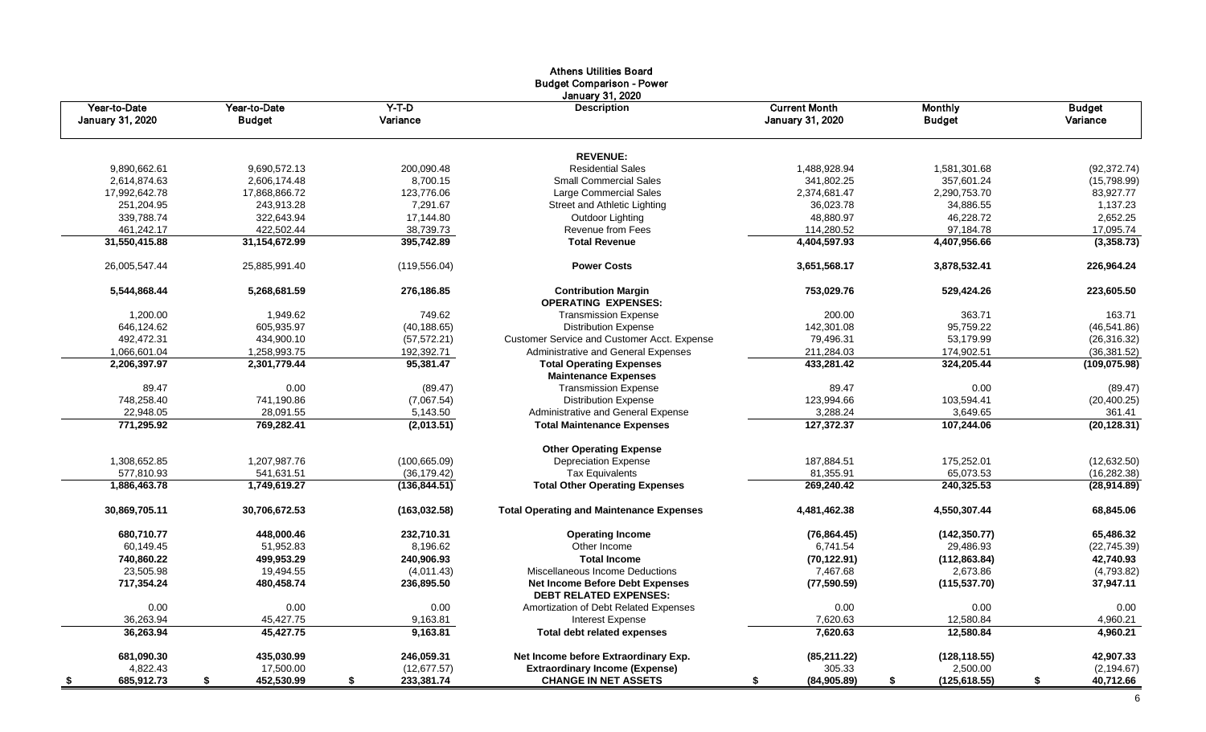# Athens Utilities Board
## Budget Comparison - Power
### January 31, 2020

| Year-to-Date January 31, 2020 | Year-to-Date Budget | Y-T-D Variance | Description | Current Month January 31, 2020 | Monthly Budget | Budget Variance |
|---|---|---|---|---|---|---|
| | | | **REVENUE:** | | | |
| 9,890,662.61 | 9,690,572.13 | 200,090.48 | Residential Sales | 1,488,928.94 | 1,581,301.68 | (92,372.74) |
| 2,614,874.63 | 2,606,174.48 | 8,700.15 | Small Commercial Sales | 341,802.25 | 357,601.24 | (15,798.99) |
| 17,992,642.78 | 17,868,866.72 | 123,776.06 | Large Commercial Sales | 2,374,681.47 | 2,290,753.70 | 83,927.77 |
| 251,204.95 | 243,913.28 | 7,291.67 | Street and Athletic Lighting | 36,023.78 | 34,886.55 | 1,137.23 |
| 339,788.74 | 322,643.94 | 17,144.80 | Outdoor Lighting | 48,880.97 | 46,228.72 | 2,652.25 |
| 461,242.17 | 422,502.44 | 38,739.73 | Revenue from Fees | 114,280.52 | 97,184.78 | 17,095.74 |
| **31,550,415.88** | **31,154,672.99** | **395,742.89** | **Total Revenue** | **4,404,597.93** | **4,407,956.66** | **(3,358.73)** |
| 26,005,547.44 | 25,885,991.40 | (119,556.04) | **Power Costs** | 3,651,568.17 | 3,878,532.41 | 226,964.24 |
| **5,544,868.44** | **5,268,681.59** | **276,186.85** | **Contribution Margin** | **753,029.76** | **529,424.26** | **223,605.50** |
| | | | **OPERATING EXPENSES:** | | | |
| 1,200.00 | 1,949.62 | 749.62 | Transmission Expense | 200.00 | 363.71 | 163.71 |
| 646,124.62 | 605,935.97 | (40,188.65) | Distribution Expense | 142,301.08 | 95,759.22 | (46,541.86) |
| 492,472.31 | 434,900.10 | (57,572.21) | Customer Service and Customer Acct. Expense | 79,496.31 | 53,179.99 | (26,316.32) |
| 1,066,601.04 | 1,258,993.75 | 192,392.71 | Administrative and General Expenses | 211,284.03 | 174,902.51 | (36,381.52) |
| **2,206,397.97** | **2,301,779.44** | **95,381.47** | **Total Operating Expenses** | **433,281.42** | **324,205.44** | **(109,075.98)** |
| | | | **Maintenance Expenses** | | | |
| 89.47 | 0.00 | (89.47) | Transmission Expense | 89.47 | 0.00 | (89.47) |
| 748,258.40 | 741,190.86 | (7,067.54) | Distribution Expense | 123,994.66 | 103,594.41 | (20,400.25) |
| 22,948.05 | 28,091.55 | 5,143.50 | Administrative and General Expense | 3,288.24 | 3,649.65 | 361.41 |
| **771,295.92** | **769,282.41** | **(2,013.51)** | **Total Maintenance Expenses** | **127,372.37** | **107,244.06** | **(20,128.31)** |
| | | | **Other Operating Expense** | | | |
| 1,308,652.85 | 1,207,987.76 | (100,665.09) | Depreciation Expense | 187,884.51 | 175,252.01 | (12,632.50) |
| 577,810.93 | 541,631.51 | (36,179.42) | Tax Equivalents | 81,355.91 | 65,073.53 | (16,282.38) |
| **1,886,463.78** | **1,749,619.27** | **(136,844.51)** | **Total Other Operating Expenses** | **269,240.42** | **240,325.53** | **(28,914.89)** |
| **30,869,705.11** | **30,706,672.53** | **(163,032.58)** | **Total Operating and Maintenance Expenses** | **4,481,462.38** | **4,550,307.44** | **68,845.06** |
| **680,710.77** | **448,000.46** | **232,710.31** | **Operating Income** | **(76,864.45)** | **(142,350.77)** | **65,486.32** |
| 60,149.45 | 51,952.83 | 8,196.62 | Other Income | 6,741.54 | 29,486.93 | (22,745.39) |
| **740,860.22** | **499,953.29** | **240,906.93** | **Total Income** | **(70,122.91)** | **(112,863.84)** | **42,740.93** |
| 23,505.98 | 19,494.55 | (4,011.43) | Miscellaneous Income Deductions | 7,467.68 | 2,673.86 | (4,793.82) |
| **717,354.24** | **480,458.74** | **236,895.50** | **Net Income Before Debt Expenses** | **(77,590.59)** | **(115,537.70)** | **37,947.11** |
| | | | **DEBT RELATED EXPENSES:** | | | |
| 0.00 | 0.00 | 0.00 | Amortization of Debt Related Expenses | 0.00 | 0.00 | 0.00 |
| 36,263.94 | 45,427.75 | 9,163.81 | Interest Expense | 7,620.63 | 12,580.84 | 4,960.21 |
| **36,263.94** | **45,427.75** | **9,163.81** | **Total debt related expenses** | **7,620.63** | **12,580.84** | **4,960.21** |
| **681,090.30** | **435,030.99** | **246,059.31** | **Net Income before Extraordinary Exp.** | **(85,211.22)** | **(128,118.55)** | **42,907.33** |
| 4,822.43 | 17,500.00 | (12,677.57) | **Extraordinary Income (Expense)** | 305.33 | 2,500.00 | (2,194.67) |
| **$ 685,912.73** | **$ 452,530.99** | **$ 233,381.74** | **CHANGE IN NET ASSETS** | **$ (84,905.89)** | **$ (125,618.55)** | **$ 40,712.66** |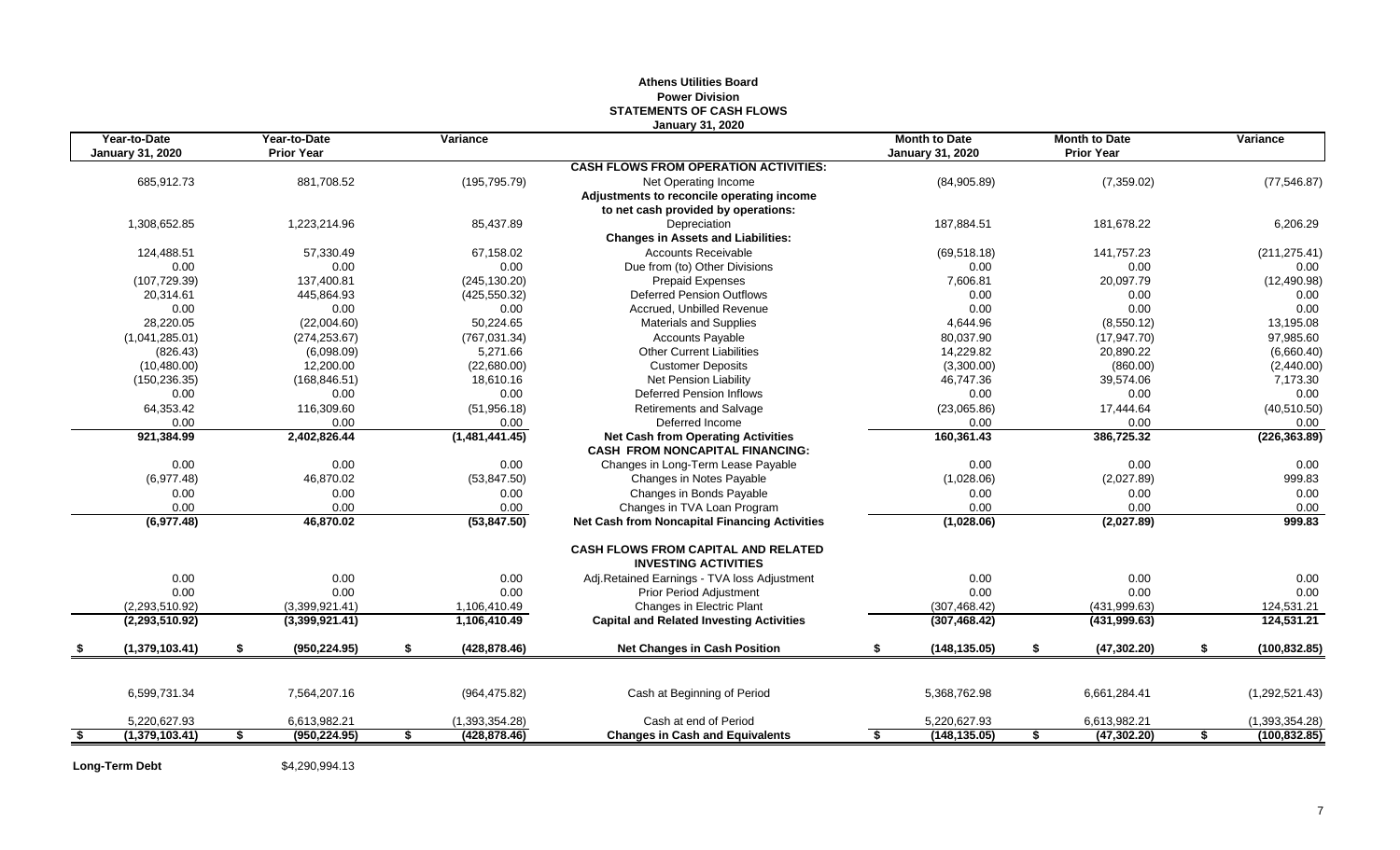# Athens Utilities Board
## Power Division
## STATEMENTS OF CASH FLOWS
### January 31, 2020

| Year-to-Date January 31, 2020 | Year-to-Date Prior Year | Variance | | Month to Date January 31, 2020 | Month to Date Prior Year | Variance |
|---|---|---|---|---|---|---|
| | | | **CASH FLOWS FROM OPERATION ACTIVITIES:** | | | |
| 685,912.73 | 881,708.52 | (195,795.79) | Net Operating Income | (84,905.89) | (7,359.02) | (77,546.87) |
| | | | **Adjustments to reconcile operating income to net cash provided by operations:** | | | |
| 1,308,652.85 | 1,223,214.96 | 85,437.89 | Depreciation | 187,884.51 | 181,678.22 | 6,206.29 |
| | | | **Changes in Assets and Liabilities:** | | | |
| 124,488.51 | 57,330.49 | 67,158.02 | Accounts Receivable | (69,518.18) | 141,757.23 | (211,275.41) |
| 0.00 | 0.00 | 0.00 | Due from (to) Other Divisions | 0.00 | 0.00 | 0.00 |
| (107,729.39) | 137,400.81 | (245,130.20) | Prepaid Expenses | 7,606.81 | 20,097.79 | (12,490.98) |
| 20,314.61 | 445,864.93 | (425,550.32) | Deferred Pension Outflows | 0.00 | 0.00 | 0.00 |
| 0.00 | 0.00 | 0.00 | Accrued, Unbilled Revenue | 0.00 | 0.00 | 0.00 |
| 28,220.05 | (22,004.60) | 50,224.65 | Materials and Supplies | 4,644.96 | (8,550.12) | 13,195.08 |
| (1,041,285.01) | (274,253.67) | (767,031.34) | Accounts Payable | 80,037.90 | (17,947.70) | 97,985.60 |
| (826.43) | (6,098.09) | 5,271.66 | Other Current Liabilities | 14,229.82 | 20,890.22 | (6,660.40) |
| (10,480.00) | 12,200.00 | (22,680.00) | Customer Deposits | (3,300.00) | (860.00) | (2,440.00) |
| (150,236.35) | (168,846.51) | 18,610.16 | Net Pension Liability | 46,747.36 | 39,574.06 | 7,173.30 |
| 0.00 | 0.00 | 0.00 | Deferred Pension Inflows | 0.00 | 0.00 | 0.00 |
| 64,353.42 | 116,309.60 | (51,956.18) | Retirements and Salvage | (23,065.86) | 17,444.64 | (40,510.50) |
| 0.00 | 0.00 | 0.00 | Deferred Income | 0.00 | 0.00 | 0.00 |
| **921,384.99** | **2,402,826.44** | **(1,481,441.45)** | **Net Cash from Operating Activities** | **160,361.43** | **386,725.32** | **(226,363.89)** |
| | | | **CASH FROM NONCAPITAL FINANCING:** | | | |
| 0.00 | 0.00 | 0.00 | Changes in Long-Term Lease Payable | 0.00 | 0.00 | 0.00 |
| (6,977.48) | 46,870.02 | (53,847.50) | Changes in Notes Payable | (1,028.06) | (2,027.89) | 999.83 |
| 0.00 | 0.00 | 0.00 | Changes in Bonds Payable | 0.00 | 0.00 | 0.00 |
| 0.00 | 0.00 | 0.00 | Changes in TVA Loan Program | 0.00 | 0.00 | 0.00 |
| **(6,977.48)** | **46,870.02** | **(53,847.50)** | **Net Cash from Noncapital Financing Activities** | **(1,028.06)** | **(2,027.89)** | **999.83** |
| | | | **CASH FLOWS FROM CAPITAL AND RELATED INVESTING ACTIVITIES** | | | |
| 0.00 | 0.00 | 0.00 | Adj.Retained Earnings - TVA loss Adjustment | 0.00 | 0.00 | 0.00 |
| 0.00 | 0.00 | 0.00 | Prior Period Adjustment | 0.00 | 0.00 | 0.00 |
| (2,293,510.92) | (3,399,921.41) | 1,106,410.49 | Changes in Electric Plant | (307,468.42) | (431,999.63) | 124,531.21 |
| **(2,293,510.92)** | **(3,399,921.41)** | **1,106,410.49** | **Capital and Related Investing Activities** | **(307,468.42)** | **(431,999.63)** | **124,531.21** |
| **$ (1,379,103.41)** | **$ (950,224.95)** | **$ (428,878.46)** | **Net Changes in Cash Position** | **$ (148,135.05)** | **$ (47,302.20)** | **$ (100,832.85)** |
| 6,599,731.34 | 7,564,207.16 | (964,475.82) | Cash at Beginning of Period | 5,368,762.98 | 6,661,284.41 | (1,292,521.43) |
| 5,220,627.93 | 6,613,982.21 | (1,393,354.28) | Cash at end of Period | 5,220,627.93 | 6,613,982.21 | (1,393,354.28) |
| **$ (1,379,103.41)** | **$ (950,224.95)** | **$ (428,878.46)** | **Changes in Cash and Equivalents** | **$ (148,135.05)** | **$ (47,302.20)** | **$ (100,832.85)** |

**Long-Term Debt** $4,290,994.13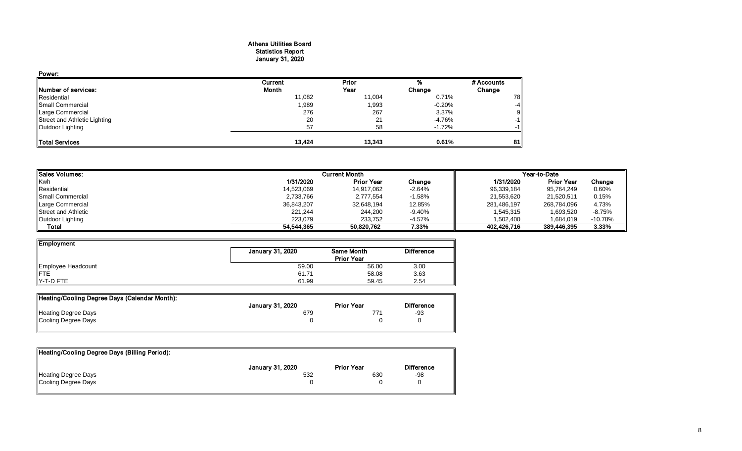# Athens Utilities Board
## Statistics Report
## January 31, 2020

**Power:**

| Number of services: | Current Month | Prior Year | % Change | # Accounts Change |
|---|---|---|---|---|
| Residential | 11,082 | 11,004 | 0.71% | 78 |
| Small Commercial | 1,989 | 1,993 | -0.20% | -4 |
| Large Commercial | 276 | 267 | 3.37% | 9 |
| Street and Athletic Lighting | 20 | 21 | -4.76% | -1 |
| Outdoor Lighting | 57 | 58 | -1.72% | -1 |
| **Total Services** | **13,424** | **13,343** | **0.61%** | **81** |

| Sales Volumes: | Current Month | | | Year-to-Date | | |
|---|---|---|---|---|---|---|
| Kwh | 1/31/2020 | Prior Year | Change | 1/31/2020 | Prior Year | Change |
| Residential | 14,523,069 | 14,917,062 | -2.64% | 96,339,184 | 95,764,249 | 0.60% |
| Small Commercial | 2,733,766 | 2,777,554 | -1.58% | 21,553,620 | 21,520,511 | 0.15% |
| Large Commercial | 36,843,207 | 32,648,194 | 12.85% | 281,486,197 | 268,784,096 | 4.73% |
| Street and Athletic | 221,244 | 244,200 | -9.40% | 1,545,315 | 1,693,520 | -8.75% |
| Outdoor Lighting | 223,079 | 233,752 | -4.57% | 1,502,400 | 1,684,019 | -10.78% |
| **Total** | **54,544,365** | **50,820,762** | **7.33%** | **402,426,716** | **389,446,395** | **3.33%** |

| Employment | January 31, 2020 | Same Month Prior Year | Difference |
|---|---|---|---|
| Employee Headcount | 59.00 | 56.00 | 3.00 |
| FTE | 61.71 | 58.08 | 3.63 |
| Y-T-D FTE | 61.99 | 59.45 | 2.54 |

| Heating/Cooling Degree Days (Calendar Month): | January 31, 2020 | Prior Year | Difference |
|---|---|---|---|
| Heating Degree Days | 679 | 771 | -93 |
| Cooling Degree Days | 0 | 0 | 0 |

| Heating/Cooling Degree Days (Billing Period): | January 31, 2020 | Prior Year | Difference |
|---|---|---|---|
| Heating Degree Days | 532 | 630 | -98 |
| Cooling Degree Days | 0 | 0 | 0 |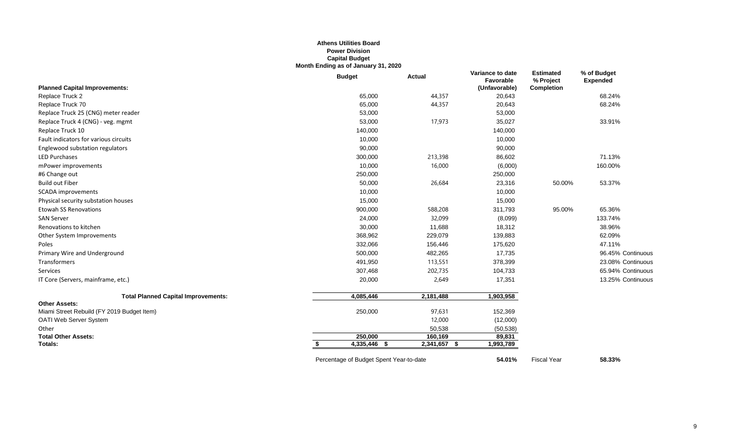**Athens Utilities Board**
**Power Division**
**Capital Budget**
**Month Ending as of January 31, 2020**

| Planned Capital Improvements: | Budget | Actual | Variance to date Favorable (Unfavorable) | Estimated % Project Completion | % of Budget Expended |
|---|---|---|---|---|---|
| Replace Truck 2 | 65,000 | 44,357 | 20,643 | | 68.24% |
| Replace Truck 70 | 65,000 | 44,357 | 20,643 | | 68.24% |
| Replace Truck 25 (CNG) meter reader | 53,000 | | 53,000 | | |
| Replace Truck 4 (CNG) - veg. mgmt | 53,000 | 17,973 | 35,027 | | 33.91% |
| Replace Truck 10 | 140,000 | | 140,000 | | |
| Fault indicators for various circuits | 10,000 | | 10,000 | | |
| Englewood substation regulators | 90,000 | | 90,000 | | |
| LED Purchases | 300,000 | 213,398 | 86,602 | | 71.13% |
| mPower improvements | 10,000 | 16,000 | (6,000) | | 160.00% |
| #6 Change out | 250,000 | | 250,000 | | |
| Build out Fiber | 50,000 | 26,684 | 23,316 | 50.00% | 53.37% |
| SCADA improvements | 10,000 | | 10,000 | | |
| Physical security substation houses | 15,000 | | 15,000 | | |
| Etowah SS Renovations | 900,000 | 588,208 | 311,793 | 95.00% | 65.36% |
| SAN Server | 24,000 | 32,099 | (8,099) | | 133.74% |
| Renovations to kitchen | 30,000 | 11,688 | 18,312 | | 38.96% |
| Other System Improvements | 368,962 | 229,079 | 139,883 | | 62.09% |
| Poles | 332,066 | 156,446 | 175,620 | | 47.11% |
| Primary Wire and Underground | 500,000 | 482,265 | 17,735 | | 96.45% Continuous |
| Transformers | 491,950 | 113,551 | 378,399 | | 23.08% Continuous |
| Services | 307,468 | 202,735 | 104,733 | | 65.94% Continuous |
| IT Core (Servers, mainframe, etc.) | 20,000 | 2,649 | 17,351 | | 13.25% Continuous |
| **Total Planned Capital Improvements:** | **4,085,446** | **2,181,488** | **1,903,958** | | |
| **Other Assets:** | | | | | |
| Miami Street Rebuild (FY 2019 Budget Item) | 250,000 | 97,631 | 152,369 | | |
| OATI Web Server System | | 12,000 | (12,000) | | |
| Other | | 50,538 | (50,538) | | |
| **Total Other Assets:** | **250,000** | **160,169** | **89,831** | | |
| **Totals:** | **$ 4,335,446** | **$ 2,341,657** | **$ 1,993,789** | | |

Percentage of Budget Spent Year-to-date **54.01%** Fiscal Year **58.33%**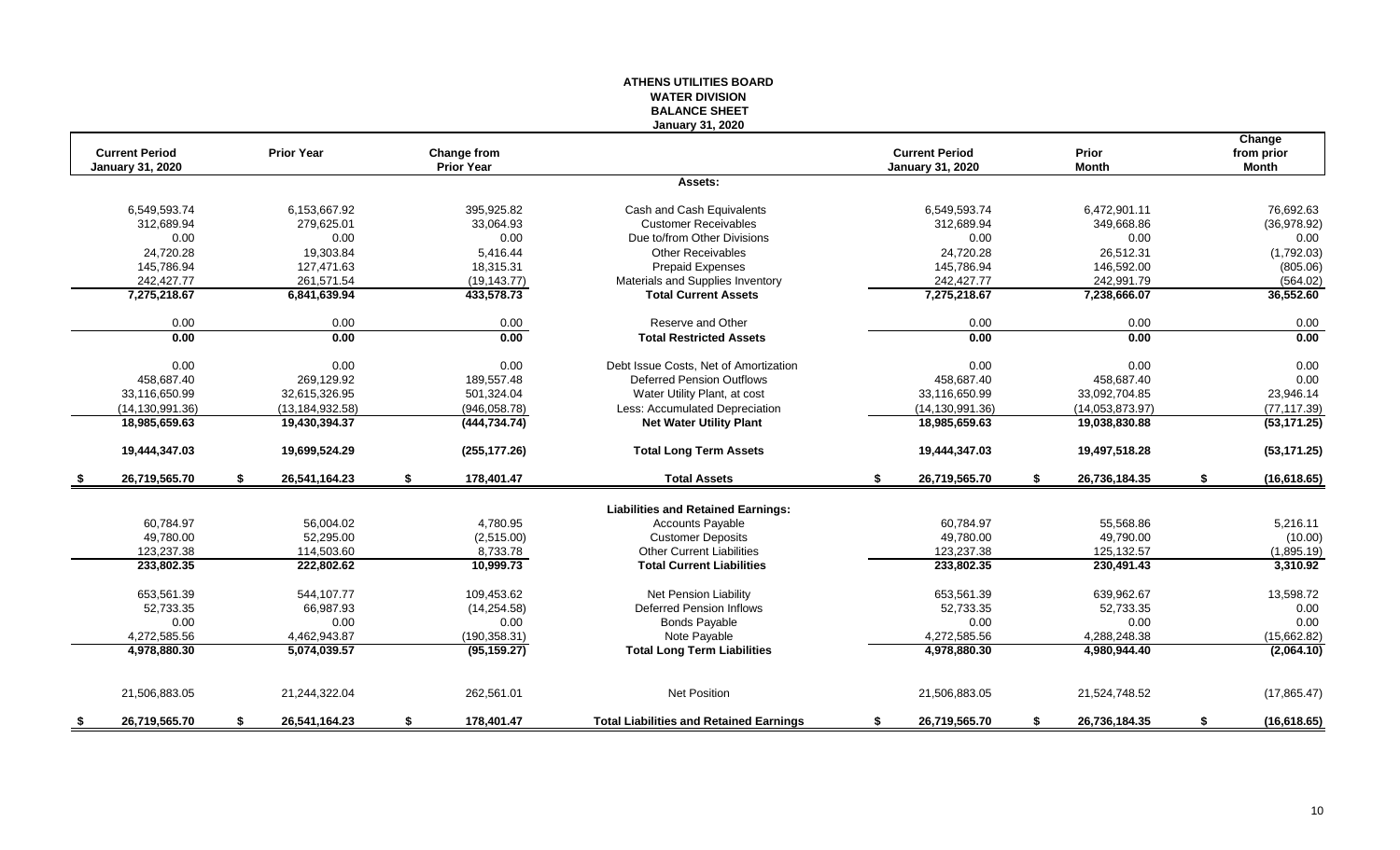# ATHENS UTILITIES BOARD
## WATER DIVISION
## BALANCE SHEET
### January 31, 2020

| Current Period January 31, 2020 | Prior Year | Change from Prior Year | | Current Period January 31, 2020 | Prior Month | Change from prior Month |
|---|---|---|---|---|---|---|
| | | | **Assets:** | | | |
| 6,549,593.74 | 6,153,667.92 | 395,925.82 | Cash and Cash Equivalents | 6,549,593.74 | 6,472,901.11 | 76,692.63 |
| 312,689.94 | 279,625.01 | 33,064.93 | Customer Receivables | 312,689.94 | 349,668.86 | (36,978.92) |
| 0.00 | 0.00 | 0.00 | Due to/from Other Divisions | 0.00 | 0.00 | 0.00 |
| 24,720.28 | 19,303.84 | 5,416.44 | Other Receivables | 24,720.28 | 26,512.31 | (1,792.03) |
| 145,786.94 | 127,471.63 | 18,315.31 | Prepaid Expenses | 145,786.94 | 146,592.00 | (805.06) |
| 242,427.77 | 261,571.54 | (19,143.77) | Materials and Supplies Inventory | 242,427.77 | 242,991.79 | (564.02) |
| **7,275,218.67** | **6,841,639.94** | **433,578.73** | **Total Current Assets** | **7,275,218.67** | **7,238,666.07** | **36,552.60** |
| 0.00 | 0.00 | 0.00 | Reserve and Other | 0.00 | 0.00 | 0.00 |
| **0.00** | **0.00** | **0.00** | **Total Restricted Assets** | **0.00** | **0.00** | **0.00** |
| 0.00 | 0.00 | 0.00 | Debt Issue Costs, Net of Amortization | 0.00 | 0.00 | 0.00 |
| 458,687.40 | 269,129.92 | 189,557.48 | Deferred Pension Outflows | 458,687.40 | 458,687.40 | 0.00 |
| 33,116,650.99 | 32,615,326.95 | 501,324.04 | Water Utility Plant, at cost | 33,116,650.99 | 33,092,704.85 | 23,946.14 |
| (14,130,991.36) | (13,184,932.58) | (946,058.78) | Less: Accumulated Depreciation | (14,130,991.36) | (14,053,873.97) | (77,117.39) |
| **18,985,659.63** | **19,430,394.37** | **(444,734.74)** | **Net Water Utility Plant** | **18,985,659.63** | **19,038,830.88** | **(53,171.25)** |
| **19,444,347.03** | **19,699,524.29** | **(255,177.26)** | **Total Long Term Assets** | **19,444,347.03** | **19,497,518.28** | **(53,171.25)** |
| **$ 26,719,565.70** | **$ 26,541,164.23** | **$ 178,401.47** | **Total Assets** | **$ 26,719,565.70** | **$ 26,736,184.35** | **$ (16,618.65)** |
| | | | **Liabilities and Retained Earnings:** | | | |
| 60,784.97 | 56,004.02 | 4,780.95 | Accounts Payable | 60,784.97 | 55,568.86 | 5,216.11 |
| 49,780.00 | 52,295.00 | (2,515.00) | Customer Deposits | 49,780.00 | 49,790.00 | (10.00) |
| 123,237.38 | 114,503.60 | 8,733.78 | Other Current Liabilities | 123,237.38 | 125,132.57 | (1,895.19) |
| **233,802.35** | **222,802.62** | **10,999.73** | **Total Current Liabilities** | **233,802.35** | **230,491.43** | **3,310.92** |
| 653,561.39 | 544,107.77 | 109,453.62 | Net Pension Liability | 653,561.39 | 639,962.67 | 13,598.72 |
| 52,733.35 | 66,987.93 | (14,254.58) | Deferred Pension Inflows | 52,733.35 | 52,733.35 | 0.00 |
| 0.00 | 0.00 | 0.00 | Bonds Payable | 0.00 | 0.00 | 0.00 |
| 4,272,585.56 | 4,462,943.87 | (190,358.31) | Note Payable | 4,272,585.56 | 4,288,248.38 | (15,662.82) |
| **4,978,880.30** | **5,074,039.57** | **(95,159.27)** | **Total Long Term Liabilities** | **4,978,880.30** | **4,980,944.40** | **(2,064.10)** |
| 21,506,883.05 | 21,244,322.04 | 262,561.01 | Net Position | 21,506,883.05 | 21,524,748.52 | (17,865.47) |
| **$ 26,719,565.70** | **$ 26,541,164.23** | **$ 178,401.47** | **Total Liabilities and Retained Earnings** | **$ 26,719,565.70** | **$ 26,736,184.35** | **$ (16,618.65)** |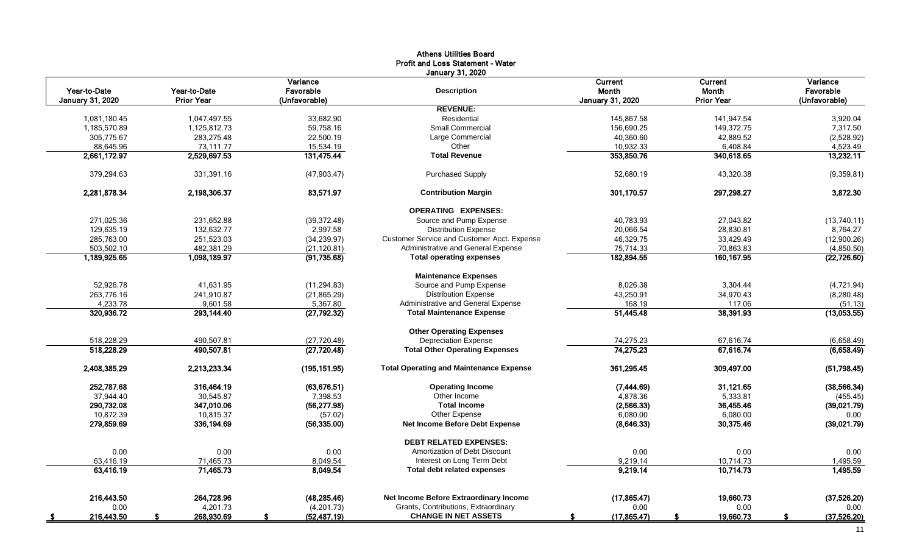# Athens Utilities Board
## Profit and Loss Statement - Water
### January 31, 2020

| Year-to-Date January 31, 2020 | Year-to-Date Prior Year | Variance Favorable (Unfavorable) | Description | Current Month January 31, 2020 | Current Month Prior Year | Variance Favorable (Unfavorable) |
|---|---|---|---|---|---|---|
| | | | **REVENUE:** | | | |
| 1,081,180.45 | 1,047,497.55 | 33,682.90 | Residential | 145,867.58 | 141,947.54 | 3,920.04 |
| 1,185,570.89 | 1,125,812.73 | 59,758.16 | Small Commercial | 156,690.25 | 149,372.75 | 7,317.50 |
| 305,775.67 | 283,275.48 | 22,500.19 | Large Commercial | 40,360.60 | 42,889.52 | (2,528.92) |
| 88,645.96 | 73,111.77 | 15,534.19 | Other | 10,932.33 | 6,408.84 | 4,523.49 |
| **2,661,172.97** | **2,529,697.53** | **131,475.44** | **Total Revenue** | **353,850.76** | **340,618.65** | **13,232.11** |
| 379,294.63 | 331,391.16 | (47,903.47) | Purchased Supply | 52,680.19 | 43,320.38 | (9,359.81) |
| **2,281,878.34** | **2,198,306.37** | **83,571.97** | **Contribution Margin** | **301,170.57** | **297,298.27** | **3,872.30** |
| | | | **OPERATING EXPENSES:** | | | |
| 271,025.36 | 231,652.88 | (39,372.48) | Source and Pump Expense | 40,783.93 | 27,043.82 | (13,740.11) |
| 129,635.19 | 132,632.77 | 2,997.58 | Distribution Expense | 20,066.54 | 28,830.81 | 8,764.27 |
| 285,763.00 | 251,523.03 | (34,239.97) | Customer Service and Customer Acct. Expense | 46,329.75 | 33,429.49 | (12,900.26) |
| 503,502.10 | 482,381.29 | (21,120.81) | Administrative and General Expense | 75,714.33 | 70,863.83 | (4,850.50) |
| **1,189,925.65** | **1,098,189.97** | **(91,735.68)** | **Total operating expenses** | **182,894.55** | **160,167.95** | **(22,726.60)** |
| | | | **Maintenance Expenses** | | | |
| 52,926.78 | 41,631.95 | (11,294.83) | Source and Pump Expense | 8,026.38 | 3,304.44 | (4,721.94) |
| 263,776.16 | 241,910.87 | (21,865.29) | Distribution Expense | 43,250.91 | 34,970.43 | (8,280.48) |
| 4,233.78 | 9,601.58 | 5,367.80 | Administrative and General Expense | 168.19 | 117.06 | (51.13) |
| **320,936.72** | **293,144.40** | **(27,792.32)** | **Total Maintenance Expense** | **51,445.48** | **38,391.93** | **(13,053.55)** |
| | | | **Other Operating Expenses** | | | |
| 518,228.29 | 490,507.81 | (27,720.48) | Depreciation Expense | 74,275.23 | 67,616.74 | (6,658.49) |
| **518,228.29** | **490,507.81** | **(27,720.48)** | **Total Other Operating Expenses** | **74,275.23** | **67,616.74** | **(6,658.49)** |
| **2,408,385.29** | **2,213,233.34** | **(195,151.95)** | **Total Operating and Maintenance Expense** | **361,295.45** | **309,497.00** | **(51,798.45)** |
| **252,787.68** | **316,464.19** | **(63,676.51)** | **Operating Income** | **(7,444.69)** | **31,121.65** | **(38,566.34)** |
| 37,944.40 | 30,545.87 | 7,398.53 | Other Income | 4,878.36 | 5,333.81 | (455.45) |
| **290,732.08** | **347,010.06** | **(56,277.98)** | **Total Income** | **(2,566.33)** | **36,455.46** | **(39,021.79)** |
| 10,872.39 | 10,815.37 | (57.02) | Other Expense | 6,080.00 | 6,080.00 | 0.00 |
| **279,859.69** | **336,194.69** | **(56,335.00)** | **Net Income Before Debt Expense** | **(8,646.33)** | **30,375.46** | **(39,021.79)** |
| | | | **DEBT RELATED EXPENSES:** | | | |
| 0.00 | 0.00 | 0.00 | Amortization of Debt Discount | 0.00 | 0.00 | 0.00 |
| 63,416.19 | 71,465.73 | 8,049.54 | Interest on Long Term Debt | 9,219.14 | 10,714.73 | 1,495.59 |
| **63,416.19** | **71,465.73** | **8,049.54** | **Total debt related expenses** | **9,219.14** | **10,714.73** | **1,495.59** |
| **216,443.50** | **264,728.96** | **(48,285.46)** | **Net Income Before Extraordinary Income** | **(17,865.47)** | **19,660.73** | **(37,526.20)** |
| 0.00 | 4,201.73 | (4,201.73) | Grants, Contributions, Extraordinary | 0.00 | 0.00 | 0.00 |
| **$ 216,443.50** | **$ 268,930.69** | **$ (52,487.19)** | **CHANGE IN NET ASSETS** | **$ (17,865.47)** | **$ 19,660.73** | **$ (37,526.20)** |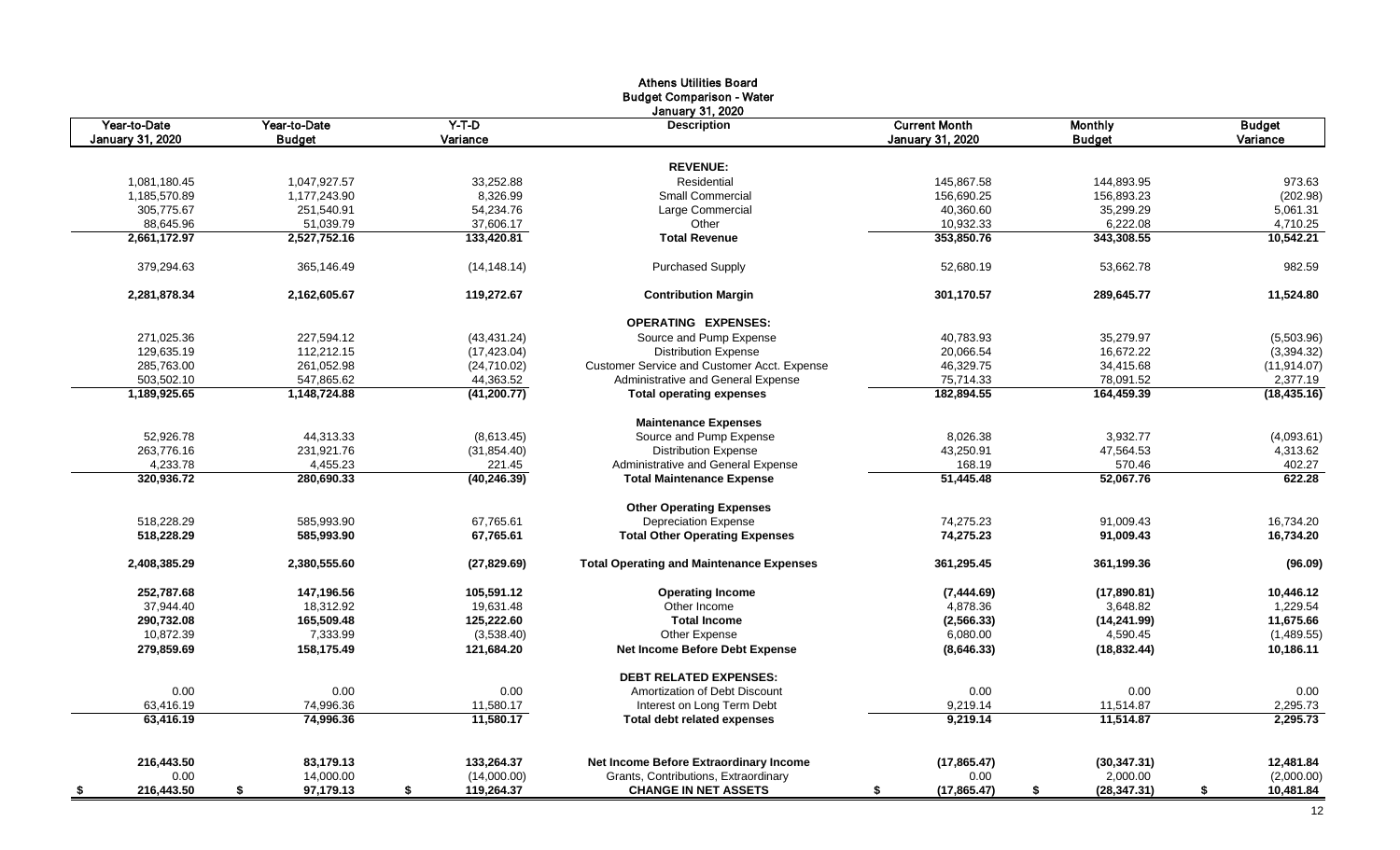# Athens Utilities Board
## Budget Comparison - Water
### January 31, 2020

| Year-to-Date January 31, 2020 | Year-to-Date Budget | Y-T-D Variance | Description | Current Month January 31, 2020 | Monthly Budget | Budget Variance |
|---|---|---|---|---|---|---|
| | | | **REVENUE:** | | | |
| 1,081,180.45 | 1,047,927.57 | 33,252.88 | Residential | 145,867.58 | 144,893.95 | 973.63 |
| 1,185,570.89 | 1,177,243.90 | 8,326.99 | Small Commercial | 156,690.25 | 156,893.23 | (202.98) |
| 305,775.67 | 251,540.91 | 54,234.76 | Large Commercial | 40,360.60 | 35,299.29 | 5,061.31 |
| 88,645.96 | 51,039.79 | 37,606.17 | Other | 10,932.33 | 6,222.08 | 4,710.25 |
| **2,661,172.97** | **2,527,752.16** | **133,420.81** | **Total Revenue** | **353,850.76** | **343,308.55** | **10,542.21** |
| 379,294.63 | 365,146.49 | (14,148.14) | Purchased Supply | 52,680.19 | 53,662.78 | 982.59 |
| **2,281,878.34** | **2,162,605.67** | **119,272.67** | **Contribution Margin** | **301,170.57** | **289,645.77** | **11,524.80** |
| | | | **OPERATING EXPENSES:** | | | |
| 271,025.36 | 227,594.12 | (43,431.24) | Source and Pump Expense | 40,783.93 | 35,279.97 | (5,503.96) |
| 129,635.19 | 112,212.15 | (17,423.04) | Distribution Expense | 20,066.54 | 16,672.22 | (3,394.32) |
| 285,763.00 | 261,052.98 | (24,710.02) | Customer Service and Customer Acct. Expense | 46,329.75 | 34,415.68 | (11,914.07) |
| 503,502.10 | 547,865.62 | 44,363.52 | Administrative and General Expense | 75,714.33 | 78,091.52 | 2,377.19 |
| **1,189,925.65** | **1,148,724.88** | **(41,200.77)** | **Total operating expenses** | **182,894.55** | **164,459.39** | **(18,435.16)** |
| | | | **Maintenance Expenses** | | | |
| 52,926.78 | 44,313.33 | (8,613.45) | Source and Pump Expense | 8,026.38 | 3,932.77 | (4,093.61) |
| 263,776.16 | 231,921.76 | (31,854.40) | Distribution Expense | 43,250.91 | 47,564.53 | 4,313.62 |
| 4,233.78 | 4,455.23 | 221.45 | Administrative and General Expense | 168.19 | 570.46 | 402.27 |
| **320,936.72** | **280,690.33** | **(40,246.39)** | **Total Maintenance Expense** | **51,445.48** | **52,067.76** | **622.28** |
| | | | **Other Operating Expenses** | | | |
| 518,228.29 | 585,993.90 | 67,765.61 | Depreciation Expense | 74,275.23 | 91,009.43 | 16,734.20 |
| **518,228.29** | **585,993.90** | **67,765.61** | **Total Other Operating Expenses** | **74,275.23** | **91,009.43** | **16,734.20** |
| **2,408,385.29** | **2,380,555.60** | **(27,829.69)** | **Total Operating and Maintenance Expenses** | **361,295.45** | **361,199.36** | **(96.09)** |
| **252,787.68** | **147,196.56** | **105,591.12** | **Operating Income** | **(7,444.69)** | **(17,890.81)** | **10,446.12** |
| 37,944.40 | 18,312.92 | 19,631.48 | Other Income | 4,878.36 | 3,648.82 | 1,229.54 |
| **290,732.08** | **165,509.48** | **125,222.60** | **Total Income** | **(2,566.33)** | **(14,241.99)** | **11,675.66** |
| 10,872.39 | 7,333.99 | (3,538.40) | Other Expense | 6,080.00 | 4,590.45 | (1,489.55) |
| **279,859.69** | **158,175.49** | **121,684.20** | **Net Income Before Debt Expense** | **(8,646.33)** | **(18,832.44)** | **10,186.11** |
| | | | **DEBT RELATED EXPENSES:** | | | |
| 0.00 | 0.00 | 0.00 | Amortization of Debt Discount | 0.00 | 0.00 | 0.00 |
| 63,416.19 | 74,996.36 | 11,580.17 | Interest on Long Term Debt | 9,219.14 | 11,514.87 | 2,295.73 |
| **63,416.19** | **74,996.36** | **11,580.17** | **Total debt related expenses** | **9,219.14** | **11,514.87** | **2,295.73** |
| **216,443.50** | **83,179.13** | **133,264.37** | **Net Income Before Extraordinary Income** | **(17,865.47)** | **(30,347.31)** | **12,481.84** |
| 0.00 | 14,000.00 | (14,000.00) | Grants, Contributions, Extraordinary | 0.00 | 2,000.00 | (2,000.00) |
| **$ 216,443.50** | **$ 97,179.13** | **$ 119,264.37** | **CHANGE IN NET ASSETS** | **$ (17,865.47)** | **$ (28,347.31)** | **$ 10,481.84** |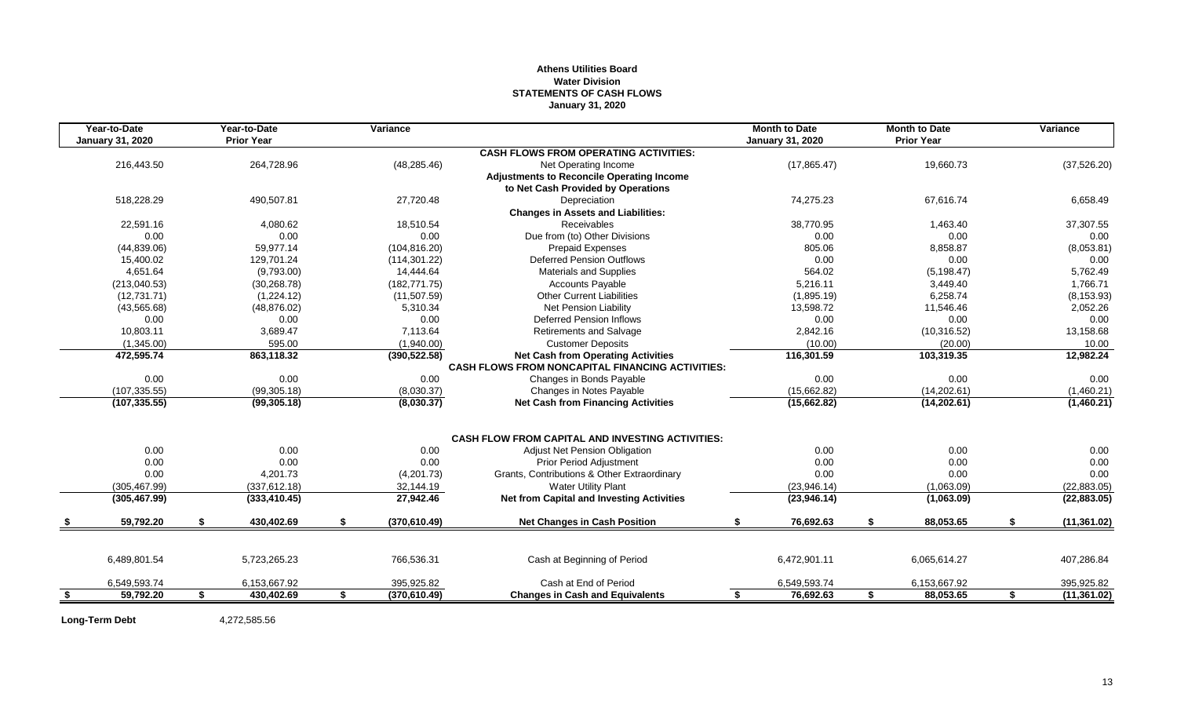**Athens Utilities Board**
**Water Division**
**STATEMENTS OF CASH FLOWS**
**January 31, 2020**

| Year-to-Date January 31, 2020 | Year-to-Date Prior Year | Variance | | Month to Date January 31, 2020 | Month to Date Prior Year | Variance |
|---|---|---|---|---|---|---|
| | | | **CASH FLOWS FROM OPERATING ACTIVITIES:** | | | |
| 216,443.50 | 264,728.96 | (48,285.46) | Net Operating Income | (17,865.47) | 19,660.73 | (37,526.20) |
| | | | **Adjustments to Reconcile Operating Income** | | | |
| | | | **to Net Cash Provided by Operations** | | | |
| 518,228.29 | 490,507.81 | 27,720.48 | Depreciation | 74,275.23 | 67,616.74 | 6,658.49 |
| | | | **Changes in Assets and Liabilities:** | | | |
| 22,591.16 | 4,080.62 | 18,510.54 | Receivables | 38,770.95 | 1,463.40 | 37,307.55 |
| 0.00 | 0.00 | 0.00 | Due from (to) Other Divisions | 0.00 | 0.00 | 0.00 |
| (44,839.06) | 59,977.14 | (104,816.20) | Prepaid Expenses | 805.06 | 8,858.87 | (8,053.81) |
| 15,400.02 | 129,701.24 | (114,301.22) | Deferred Pension Outflows | 0.00 | 0.00 | 0.00 |
| 4,651.64 | (9,793.00) | 14,444.64 | Materials and Supplies | 564.02 | (5,198.47) | 5,762.49 |
| (213,040.53) | (30,268.78) | (182,771.75) | Accounts Payable | 5,216.11 | 3,449.40 | 1,766.71 |
| (12,731.71) | (1,224.12) | (11,507.59) | Other Current Liabilities | (1,895.19) | 6,258.74 | (8,153.93) |
| (43,565.68) | (48,876.02) | 5,310.34 | Net Pension Liability | 13,598.72 | 11,546.46 | 2,052.26 |
| 0.00 | 0.00 | 0.00 | Deferred Pension Inflows | 0.00 | 0.00 | 0.00 |
| 10,803.11 | 3,689.47 | 7,113.64 | Retirements and Salvage | 2,842.16 | (10,316.52) | 13,158.68 |
| (1,345.00) | 595.00 | (1,940.00) | Customer Deposits | (10.00) | (20.00) | 10.00 |
| **472,595.74** | **863,118.32** | **(390,522.58)** | **Net Cash from Operating Activities** | **116,301.59** | **103,319.35** | **12,982.24** |
| | | | **CASH FLOWS FROM NONCAPITAL FINANCING ACTIVITIES:** | | | |
| 0.00 | 0.00 | 0.00 | Changes in Bonds Payable | 0.00 | 0.00 | 0.00 |
| (107,335.55) | (99,305.18) | (8,030.37) | Changes in Notes Payable | (15,662.82) | (14,202.61) | (1,460.21) |
| **(107,335.55)** | **(99,305.18)** | **(8,030.37)** | **Net Cash from Financing Activities** | **(15,662.82)** | **(14,202.61)** | **(1,460.21)** |
| | | | **CASH FLOW FROM CAPITAL AND INVESTING ACTIVITIES:** | | | |
| 0.00 | 0.00 | 0.00 | Adjust Net Pension Obligation | 0.00 | 0.00 | 0.00 |
| 0.00 | 0.00 | 0.00 | Prior Period Adjustment | 0.00 | 0.00 | 0.00 |
| 0.00 | 4,201.73 | (4,201.73) | Grants, Contributions & Other Extraordinary | 0.00 | 0.00 | 0.00 |
| (305,467.99) | (337,612.18) | 32,144.19 | Water Utility Plant | (23,946.14) | (1,063.09) | (22,883.05) |
| **(305,467.99)** | **(333,410.45)** | **27,942.46** | **Net from Capital and Investing Activities** | **(23,946.14)** | **(1,063.09)** | **(22,883.05)** |
| **$ 59,792.20** | **$ 430,402.69** | **$ (370,610.49)** | **Net Changes in Cash Position** | **$ 76,692.63** | **$ 88,053.65** | **$ (11,361.02)** |
| 6,489,801.54 | 5,723,265.23 | 766,536.31 | Cash at Beginning of Period | 6,472,901.11 | 6,065,614.27 | 407,286.84 |
| 6,549,593.74 | 6,153,667.92 | 395,925.82 | Cash at End of Period | 6,549,593.74 | 6,153,667.92 | 395,925.82 |
| **$ 59,792.20** | **$ 430,402.69** | **$ (370,610.49)** | **Changes in Cash and Equivalents** | **$ 76,692.63** | **$ 88,053.65** | **$ (11,361.02)** |

**Long-Term Debt** 4,272,585.56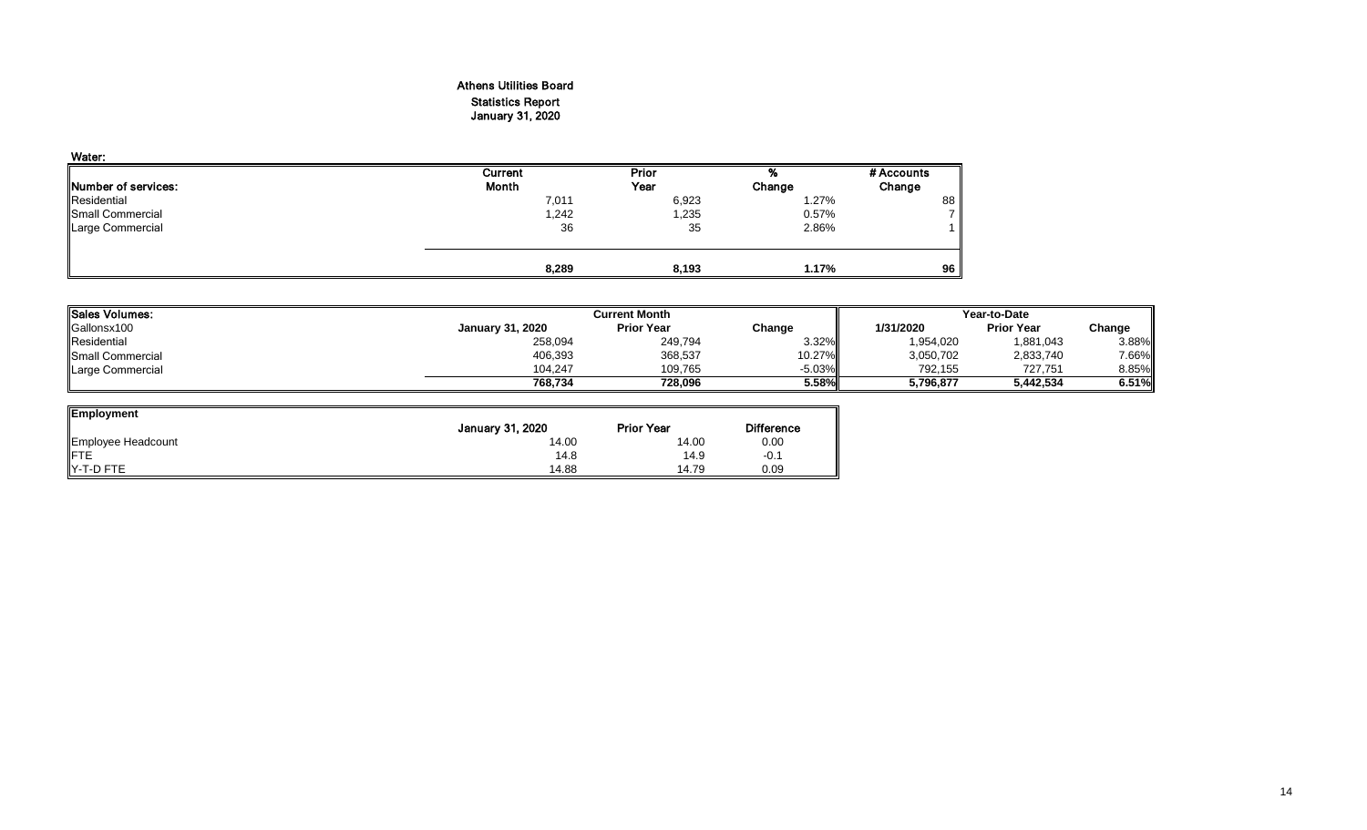# Athens Utilities Board
## Statistics Report
## January 31, 2020

**Water:**

| Number of services: | Current Month | Prior Year | % Change | # Accounts Change |
|---|---|---|---|---|
| Residential | 7,011 | 6,923 | 1.27% | 88 |
| Small Commercial | 1,242 | 1,235 | 0.57% | 7 |
| Large Commercial | 36 | 35 | 2.86% | 1 |
| | **8,289** | **8,193** | **1.17%** | **96** |

| Sales Volumes: | Current Month | | | Year-to-Date | | |
|---|---|---|---|---|---|---|
| Gallonsx100 | January 31, 2020 | Prior Year | Change | 1/31/2020 | Prior Year | Change |
| Residential | 258,094 | 249,794 | 3.32% | 1,954,020 | 1,881,043 | 3.88% |
| Small Commercial | 406,393 | 368,537 | 10.27% | 3,050,702 | 2,833,740 | 7.66% |
| Large Commercial | 104,247 | 109,765 | -5.03% | 792,155 | 727,751 | 8.85% |
| | **768,734** | **728,096** | **5.58%** | **5,796,877** | **5,442,534** | **6.51%** |

| Employment | January 31, 2020 | Prior Year | Difference |
|---|---|---|---|
| Employee Headcount | 14.00 | 14.00 | 0.00 |
| FTE | 14.8 | 14.9 | -0.1 |
| Y-T-D FTE | 14.88 | 14.79 | 0.09 |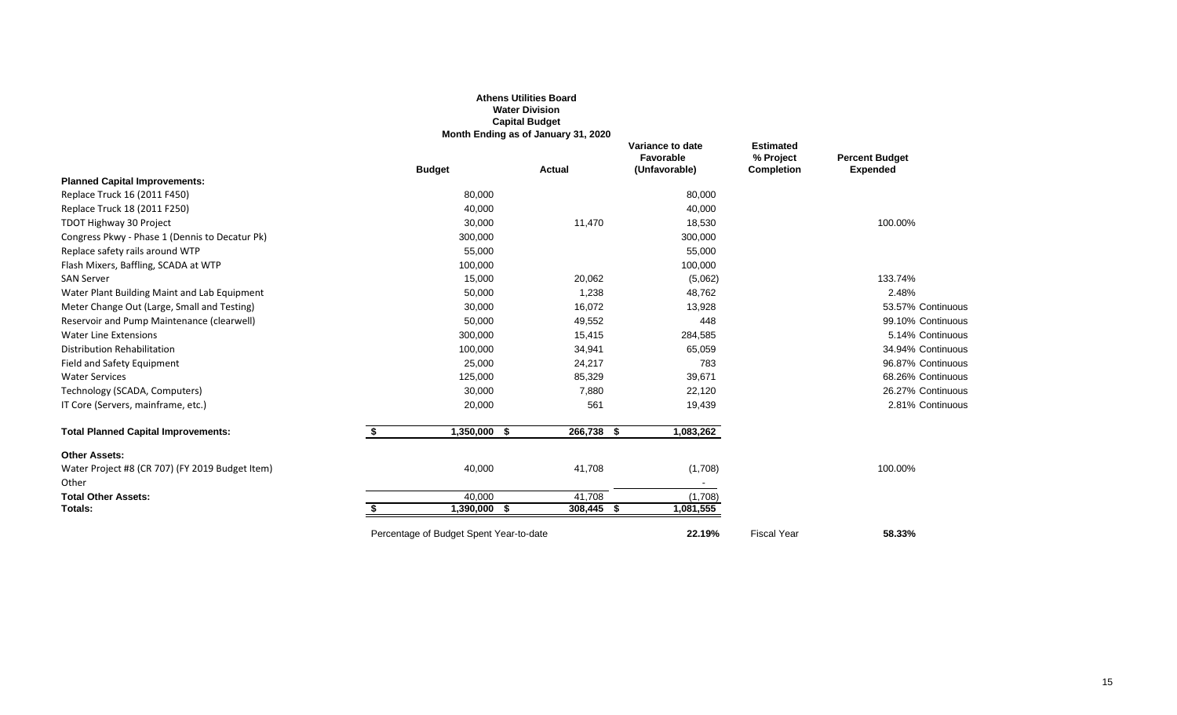**Athens Utilities Board**
**Water Division**
**Capital Budget**
**Month Ending as of January 31, 2020**

| | Budget | Actual | Variance to date Favorable (Unfavorable) | Estimated % Project Completion | Percent Budget Expended |
|---|---|---|---|---|---|
| **Planned Capital Improvements:** | | | | | |
| Replace Truck 16 (2011 F450) | 80,000 | | 80,000 | | |
| Replace Truck 18 (2011 F250) | 40,000 | | 40,000 | | |
| TDOT Highway 30 Project | 30,000 | 11,470 | 18,530 | | 100.00% |
| Congress Pkwy - Phase 1 (Dennis to Decatur Pk) | 300,000 | | 300,000 | | |
| Replace safety rails around WTP | 55,000 | | 55,000 | | |
| Flash Mixers, Baffling, SCADA at WTP | 100,000 | | 100,000 | | |
| SAN Server | 15,000 | 20,062 | (5,062) | | 133.74% |
| Water Plant Building Maint and Lab Equipment | 50,000 | 1,238 | 48,762 | | 2.48% |
| Meter Change Out (Large, Small and Testing) | 30,000 | 16,072 | 13,928 | | 53.57% Continuous |
| Reservoir and Pump Maintenance (clearwell) | 50,000 | 49,552 | 448 | | 99.10% Continuous |
| Water Line Extensions | 300,000 | 15,415 | 284,585 | | 5.14% Continuous |
| Distribution Rehabilitation | 100,000 | 34,941 | 65,059 | | 34.94% Continuous |
| Field and Safety Equipment | 25,000 | 24,217 | 783 | | 96.87% Continuous |
| Water Services | 125,000 | 85,329 | 39,671 | | 68.26% Continuous |
| Technology (SCADA, Computers) | 30,000 | 7,880 | 22,120 | | 26.27% Continuous |
| IT Core (Servers, mainframe, etc.) | 20,000 | 561 | 19,439 | | 2.81% Continuous |
| **Total Planned Capital Improvements:** | **$ 1,350,000** | **$ 266,738** | **$ 1,083,262** | | |
| **Other Assets:** | | | | | |
| Water Project #8 (CR 707) (FY 2019 Budget Item) | 40,000 | 41,708 | (1,708) | | 100.00% |
| Other | | | - | | |
| **Total Other Assets:** | 40,000 | 41,708 | (1,708) | | |
| **Totals:** | **$ 1,390,000** | **$ 308,445** | **$ 1,081,555** | | |
| | Percentage of Budget Spent Year-to-date | | **22.19%** | Fiscal Year | **58.33%** |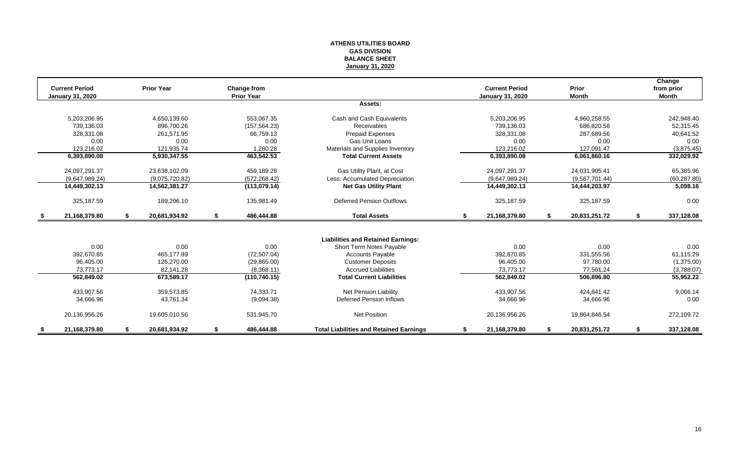**ATHENS UTILITIES BOARD**
**GAS DIVISION**
**BALANCE SHEET**
**January 31, 2020**

| Current Period January 31, 2020 | Prior Year | Change from Prior Year | | Current Period January 31, 2020 | Prior Month | Change from prior Month |
|---|---|---|---|---|---|---|
| | | | **Assets:** | | | |
| 5,203,206.95 | 4,650,139.60 | 553,067.35 | Cash and Cash Equivalents | 5,203,206.95 | 4,960,258.55 | 242,948.40 |
| 739,136.03 | 896,700.26 | (157,564.23) | Receivables | 739,136.03 | 686,820.58 | 52,315.45 |
| 328,331.08 | 261,571.95 | 66,759.13 | Prepaid Expenses | 328,331.08 | 287,689.56 | 40,641.52 |
| 0.00 | 0.00 | 0.00 | Gas Unit Loans | 0.00 | 0.00 | 0.00 |
| 123,216.02 | 121,935.74 | 1,280.28 | Materials and Supplies Inventory | 123,216.02 | 127,091.47 | (3,875.45) |
| **6,393,890.08** | **5,930,347.55** | **463,542.53** | **Total Current Assets** | **6,393,890.08** | **6,061,860.16** | **332,029.92** |
| 24,097,291.37 | 23,638,102.09 | 459,189.28 | Gas Utility Plant, at Cost | 24,097,291.37 | 24,031,905.41 | 65,385.96 |
| (9,647,989.24) | (9,075,720.82) | (572,268.42) | Less: Accumulated Depreciation | (9,647,989.24) | (9,587,701.44) | (60,287.80) |
| **14,449,302.13** | **14,562,381.27** | **(113,079.14)** | **Net Gas Utility Plant** | **14,449,302.13** | **14,444,203.97** | **5,098.16** |
| 325,187.59 | 189,206.10 | 135,981.49 | Deferred Pension Outflows | 325,187.59 | 325,187.59 | 0.00 |
| **$ 21,168,379.80** | **$ 20,681,934.92** | **$ 486,444.88** | **Total Assets** | **$ 21,168,379.80** | **$ 20,831,251.72** | **$ 337,128.08** |
| | | | **Liabilities and Retained Earnings:** | | | |
| 0.00 | 0.00 | 0.00 | Short Term Notes Payable | 0.00 | 0.00 | 0.00 |
| 392,670.85 | 465,177.89 | (72,507.04) | Accounts Payable | 392,670.85 | 331,555.56 | 61,115.29 |
| 96,405.00 | 126,270.00 | (29,865.00) | Customer Deposits | 96,405.00 | 97,780.00 | (1,375.00) |
| 73,773.17 | 82,141.28 | (8,368.11) | Accrued Liabilities | 73,773.17 | 77,561.24 | (3,788.07) |
| **562,849.02** | **673,589.17** | **(110,740.15)** | **Total Current Liabilities** | **562,849.02** | **506,896.80** | **55,952.22** |
| 433,907.56 | 359,573.85 | 74,333.71 | Net Pension Liability | 433,907.56 | 424,841.42 | 9,066.14 |
| 34,666.96 | 43,761.34 | (9,094.38) | Deferred Pension Inflows | 34,666.96 | 34,666.96 | 0.00 |
| 20,136,956.26 | 19,605,010.56 | 531,945.70 | Net Position | 20,136,956.26 | 19,864,846.54 | 272,109.72 |
| **$ 21,168,379.80** | **$ 20,681,934.92** | **$ 486,444.88** | **Total Liabilities and Retained Earnings** | **$ 21,168,379.80** | **$ 20,831,251.72** | **$ 337,128.08** |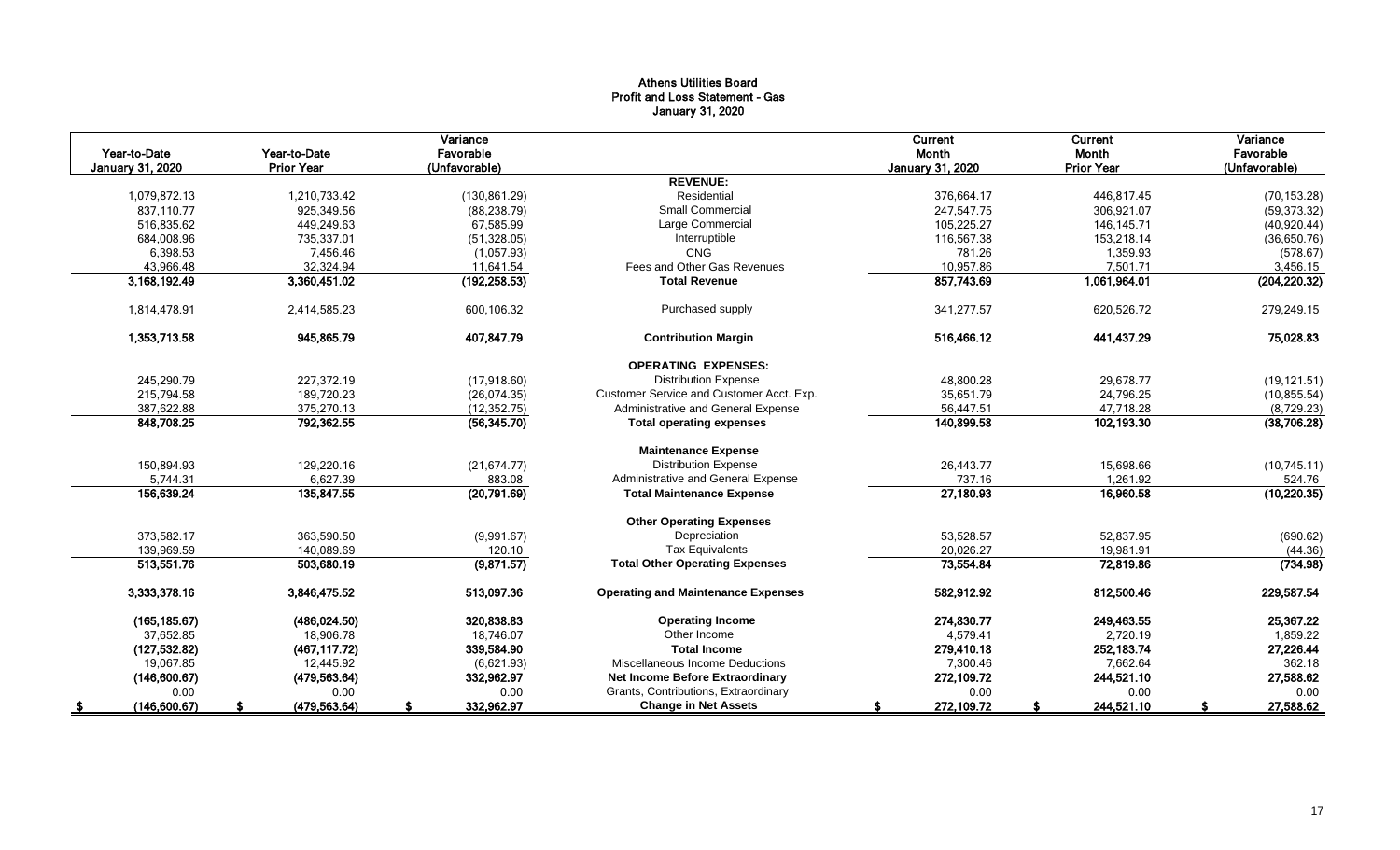# Athens Utilities Board
## Profit and Loss Statement - Gas
### January 31, 2020

| Year-to-Date January 31, 2020 | Year-to-Date Prior Year | Variance Favorable (Unfavorable) | | Current Month January 31, 2020 | Current Month Prior Year | Variance Favorable (Unfavorable) |
|---|---|---|---|---|---|---|
| | | | **REVENUE:** | | | |
| 1,079,872.13 | 1,210,733.42 | (130,861.29) | Residential | 376,664.17 | 446,817.45 | (70,153.28) |
| 837,110.77 | 925,349.56 | (88,238.79) | Small Commercial | 247,547.75 | 306,921.07 | (59,373.32) |
| 516,835.62 | 449,249.63 | 67,585.99 | Large Commercial | 105,225.27 | 146,145.71 | (40,920.44) |
| 684,008.96 | 735,337.01 | (51,328.05) | Interruptible | 116,567.38 | 153,218.14 | (36,650.76) |
| 6,398.53 | 7,456.46 | (1,057.93) | CNG | 781.26 | 1,359.93 | (578.67) |
| 43,966.48 | 32,324.94 | 11,641.54 | Fees and Other Gas Revenues | 10,957.86 | 7,501.71 | 3,456.15 |
| **3,168,192.49** | **3,360,451.02** | **(192,258.53)** | **Total Revenue** | **857,743.69** | **1,061,964.01** | **(204,220.32)** |
| 1,814,478.91 | 2,414,585.23 | 600,106.32 | Purchased supply | 341,277.57 | 620,526.72 | 279,249.15 |
| **1,353,713.58** | **945,865.79** | **407,847.79** | **Contribution Margin** | **516,466.12** | **441,437.29** | **75,028.83** |
| | | | **OPERATING EXPENSES:** | | | |
| 245,290.79 | 227,372.19 | (17,918.60) | Distribution Expense | 48,800.28 | 29,678.77 | (19,121.51) |
| 215,794.58 | 189,720.23 | (26,074.35) | Customer Service and Customer Acct. Exp. | 35,651.79 | 24,796.25 | (10,855.54) |
| 387,622.88 | 375,270.13 | (12,352.75) | Administrative and General Expense | 56,447.51 | 47,718.28 | (8,729.23) |
| **848,708.25** | **792,362.55** | **(56,345.70)** | **Total operating expenses** | **140,899.58** | **102,193.30** | **(38,706.28)** |
| | | | **Maintenance Expense** | | | |
| 150,894.93 | 129,220.16 | (21,674.77) | Distribution Expense | 26,443.77 | 15,698.66 | (10,745.11) |
| 5,744.31 | 6,627.39 | 883.08 | Administrative and General Expense | 737.16 | 1,261.92 | 524.76 |
| **156,639.24** | **135,847.55** | **(20,791.69)** | **Total Maintenance Expense** | **27,180.93** | **16,960.58** | **(10,220.35)** |
| | | | **Other Operating Expenses** | | | |
| 373,582.17 | 363,590.50 | (9,991.67) | Depreciation | 53,528.57 | 52,837.95 | (690.62) |
| 139,969.59 | 140,089.69 | 120.10 | Tax Equivalents | 20,026.27 | 19,981.91 | (44.36) |
| **513,551.76** | **503,680.19** | **(9,871.57)** | **Total Other Operating Expenses** | **73,554.84** | **72,819.86** | **(734.98)** |
| **3,333,378.16** | **3,846,475.52** | **513,097.36** | **Operating and Maintenance Expenses** | **582,912.92** | **812,500.46** | **229,587.54** |
| **(165,185.67)** | **(486,024.50)** | **320,838.83** | **Operating Income** | **274,830.77** | **249,463.55** | **25,367.22** |
| 37,652.85 | 18,906.78 | 18,746.07 | Other Income | 4,579.41 | 2,720.19 | 1,859.22 |
| **(127,532.82)** | **(467,117.72)** | **339,584.90** | **Total Income** | **279,410.18** | **252,183.74** | **27,226.44** |
| 19,067.85 | 12,445.92 | (6,621.93) | Miscellaneous Income Deductions | 7,300.46 | 7,662.64 | 362.18 |
| **(146,600.67)** | **(479,563.64)** | **332,962.97** | **Net Income Before Extraordinary** | **272,109.72** | **244,521.10** | **27,588.62** |
| 0.00 | 0.00 | 0.00 | Grants, Contributions, Extraordinary | 0.00 | 0.00 | 0.00 |
| **$ (146,600.67)** | **$ (479,563.64)** | **$ 332,962.97** | **Change in Net Assets** | **$ 272,109.72** | **$ 244,521.10** | **$ 27,588.62** |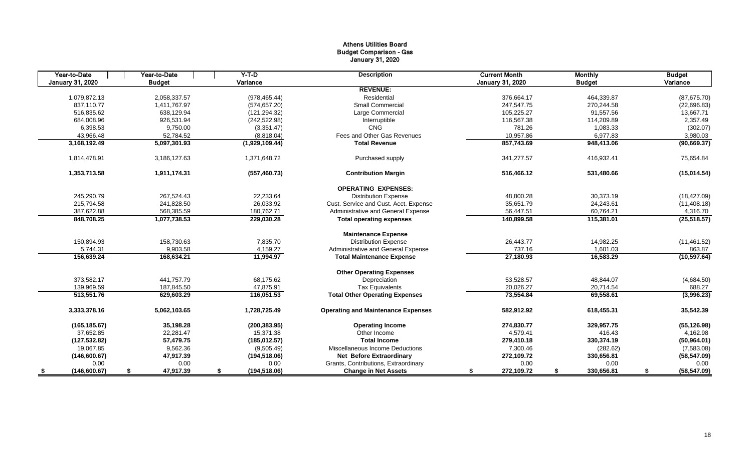# Athens Utilities Board
## Budget Comparison - Gas
### January 31, 2020

| Year-to-Date January 31, 2020 | Year-to-Date Budget | Y-T-D Variance | Description | Current Month January 31, 2020 | Monthly Budget | Budget Variance |
|---|---|---|---|---|---|---|
| | | | **REVENUE:** | | | |
| 1,079,872.13 | 2,058,337.57 | (978,465.44) | Residential | 376,664.17 | 464,339.87 | (87,675.70) |
| 837,110.77 | 1,411,767.97 | (574,657.20) | Small Commercial | 247,547.75 | 270,244.58 | (22,696.83) |
| 516,835.62 | 638,129.94 | (121,294.32) | Large Commercial | 105,225.27 | 91,557.56 | 13,667.71 |
| 684,008.96 | 926,531.94 | (242,522.98) | Interruptible | 116,567.38 | 114,209.89 | 2,357.49 |
| 6,398.53 | 9,750.00 | (3,351.47) | CNG | 781.26 | 1,083.33 | (302.07) |
| 43,966.48 | 52,784.52 | (8,818.04) | Fees and Other Gas Revenues | 10,957.86 | 6,977.83 | 3,980.03 |
| **3,168,192.49** | **5,097,301.93** | **(1,929,109.44)** | **Total Revenue** | **857,743.69** | **948,413.06** | **(90,669.37)** |
| 1,814,478.91 | 3,186,127.63 | 1,371,648.72 | Purchased supply | 341,277.57 | 416,932.41 | 75,654.84 |
| **1,353,713.58** | **1,911,174.31** | **(557,460.73)** | **Contribution Margin** | **516,466.12** | **531,480.66** | **(15,014.54)** |
| | | | **OPERATING EXPENSES:** | | | |
| 245,290.79 | 267,524.43 | 22,233.64 | Distribution Expense | 48,800.28 | 30,373.19 | (18,427.09) |
| 215,794.58 | 241,828.50 | 26,033.92 | Cust. Service and Cust. Acct. Expense | 35,651.79 | 24,243.61 | (11,408.18) |
| 387,622.88 | 568,385.59 | 180,762.71 | Administrative and General Expense | 56,447.51 | 60,764.21 | 4,316.70 |
| **848,708.25** | **1,077,738.53** | **229,030.28** | **Total operating expenses** | **140,899.58** | **115,381.01** | **(25,518.57)** |
| | | | **Maintenance Expense** | | | |
| 150,894.93 | 158,730.63 | 7,835.70 | Distribution Expense | 26,443.77 | 14,982.25 | (11,461.52) |
| 5,744.31 | 9,903.58 | 4,159.27 | Administrative and General Expense | 737.16 | 1,601.03 | 863.87 |
| **156,639.24** | **168,634.21** | **11,994.97** | **Total Maintenance Expense** | **27,180.93** | **16,583.29** | **(10,597.64)** |
| | | | **Other Operating Expenses** | | | |
| 373,582.17 | 441,757.79 | 68,175.62 | Depreciation | 53,528.57 | 48,844.07 | (4,684.50) |
| 139,969.59 | 187,845.50 | 47,875.91 | Tax Equivalents | 20,026.27 | 20,714.54 | 688.27 |
| **513,551.76** | **629,603.29** | **116,051.53** | **Total Other Operating Expenses** | **73,554.84** | **69,558.61** | **(3,996.23)** |
| **3,333,378.16** | **5,062,103.65** | **1,728,725.49** | **Operating and Maintenance Expenses** | **582,912.92** | **618,455.31** | **35,542.39** |
| **(165,185.67)** | **35,198.28** | **(200,383.95)** | **Operating Income** | **274,830.77** | **329,957.75** | **(55,126.98)** |
| 37,652.85 | 22,281.47 | 15,371.38 | Other Income | 4,579.41 | 416.43 | 4,162.98 |
| **(127,532.82)** | **57,479.75** | **(185,012.57)** | **Total Income** | **279,410.18** | **330,374.19** | **(50,964.01)** |
| 19,067.85 | 9,562.36 | (9,505.49) | Miscellaneous Income Deductions | 7,300.46 | (282.62) | (7,583.08) |
| **(146,600.67)** | **47,917.39** | **(194,518.06)** | **Net Before Extraordinary** | **272,109.72** | **330,656.81** | **(58,547.09)** |
| 0.00 | 0.00 | 0.00 | Grants, Contributions, Extraordinary | 0.00 | 0.00 | 0.00 |
| **$ (146,600.67)** | **$ 47,917.39** | **$ (194,518.06)** | **Change in Net Assets** | **$ 272,109.72** | **$ 330,656.81** | **$ (58,547.09)** |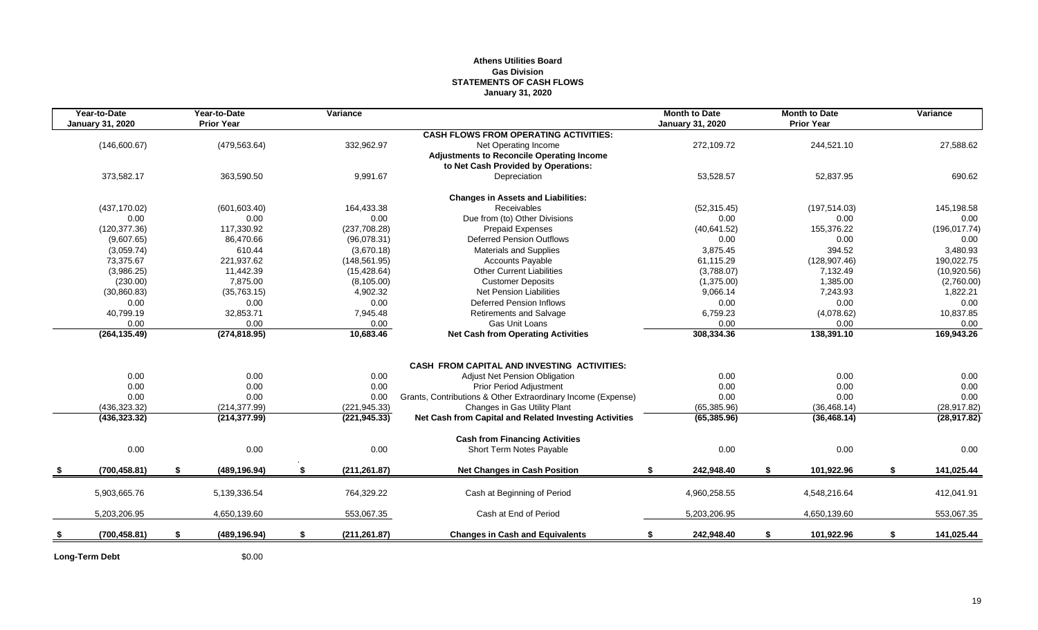# Athens Utilities Board
## Gas Division
## STATEMENTS OF CASH FLOWS
### January 31, 2020

| Year-to-Date January 31, 2020 | Year-to-Date Prior Year | Variance | | Month to Date January 31, 2020 | Month to Date Prior Year | Variance |
|---|---|---|---|---|---|---|
| | | | **CASH FLOWS FROM OPERATING ACTIVITIES:** | | | |
| (146,600.67) | (479,563.64) | 332,962.97 | Net Operating Income | 272,109.72 | 244,521.10 | 27,588.62 |
| | | | **Adjustments to Reconcile Operating Income to Net Cash Provided by Operations:** | | | |
| 373,582.17 | 363,590.50 | 9,991.67 | Depreciation | 53,528.57 | 52,837.95 | 690.62 |
| | | | **Changes in Assets and Liabilities:** | | | |
| (437,170.02) | (601,603.40) | 164,433.38 | Receivables | (52,315.45) | (197,514.03) | 145,198.58 |
| 0.00 | 0.00 | 0.00 | Due from (to) Other Divisions | 0.00 | 0.00 | 0.00 |
| (120,377.36) | 117,330.92 | (237,708.28) | Prepaid Expenses | (40,641.52) | 155,376.22 | (196,017.74) |
| (9,607.65) | 86,470.66 | (96,078.31) | Deferred Pension Outflows | 0.00 | 0.00 | 0.00 |
| (3,059.74) | 610.44 | (3,670.18) | Materials and Supplies | 3,875.45 | 394.52 | 3,480.93 |
| 73,375.67 | 221,937.62 | (148,561.95) | Accounts Payable | 61,115.29 | (128,907.46) | 190,022.75 |
| (3,986.25) | 11,442.39 | (15,428.64) | Other Current Liabilities | (3,788.07) | 7,132.49 | (10,920.56) |
| (230.00) | 7,875.00 | (8,105.00) | Customer Deposits | (1,375.00) | 1,385.00 | (2,760.00) |
| (30,860.83) | (35,763.15) | 4,902.32 | Net Pension Liabilities | 9,066.14 | 7,243.93 | 1,822.21 |
| 0.00 | 0.00 | 0.00 | Deferred Pension Inflows | 0.00 | 0.00 | 0.00 |
| 40,799.19 | 32,853.71 | 7,945.48 | Retirements and Salvage | 6,759.23 | (4,078.62) | 10,837.85 |
| 0.00 | 0.00 | 0.00 | Gas Unit Loans | 0.00 | 0.00 | 0.00 |
| **(264,135.49)** | **(274,818.95)** | **10,683.46** | **Net Cash from Operating Activities** | **308,334.36** | **138,391.10** | **169,943.26** |
| | | | **CASH FROM CAPITAL AND INVESTING ACTIVITIES:** | | | |
| 0.00 | 0.00 | 0.00 | Adjust Net Pension Obligation | 0.00 | 0.00 | 0.00 |
| 0.00 | 0.00 | 0.00 | Prior Period Adjustment | 0.00 | 0.00 | 0.00 |
| 0.00 | 0.00 | 0.00 | Grants, Contributions & Other Extraordinary Income (Expense) | 0.00 | 0.00 | 0.00 |
| (436,323.32) | (214,377.99) | (221,945.33) | Changes in Gas Utility Plant | (65,385.96) | (36,468.14) | (28,917.82) |
| **(436,323.32)** | **(214,377.99)** | **(221,945.33)** | **Net Cash from Capital and Related Investing Activities** | **(65,385.96)** | **(36,468.14)** | **(28,917.82)** |
| | | | **Cash from Financing Activities** | | | |
| 0.00 | 0.00 | 0.00 | Short Term Notes Payable | 0.00 | 0.00 | 0.00 |
| **$ (700,458.81)** | **$ (489,196.94)** | **$ (211,261.87)** | **Net Changes in Cash Position** | **$ 242,948.40** | **$ 101,922.96** | **$ 141,025.44** |
| 5,903,665.76 | 5,139,336.54 | 764,329.22 | Cash at Beginning of Period | 4,960,258.55 | 4,548,216.64 | 412,041.91 |
| 5,203,206.95 | 4,650,139.60 | 553,067.35 | Cash at End of Period | 5,203,206.95 | 4,650,139.60 | 553,067.35 |
| **$ (700,458.81)** | **$ (489,196.94)** | **$ (211,261.87)** | **Changes in Cash and Equivalents** | **$ 242,948.40** | **$ 101,922.96** | **$ 141,025.44** |

**Long-Term Debt** $0.00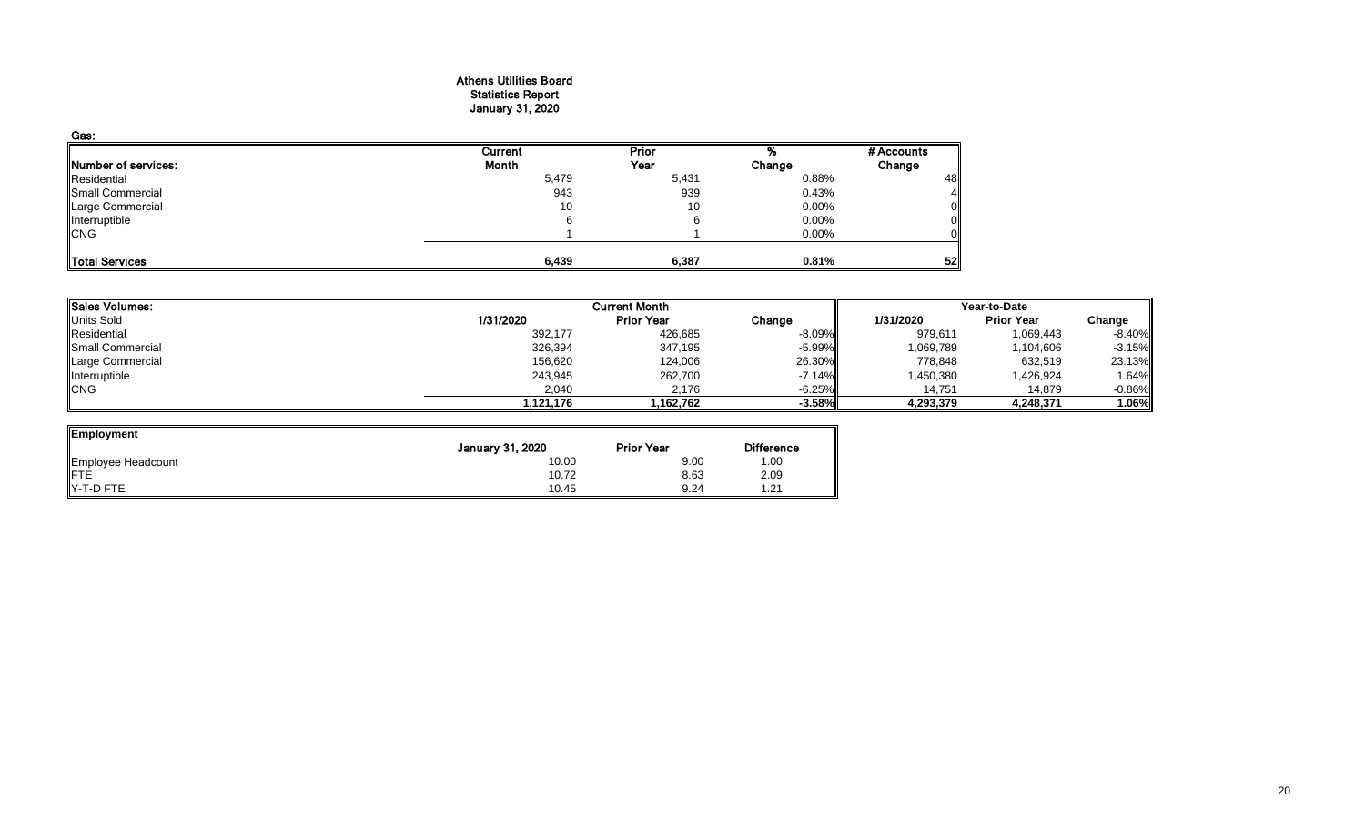# Athens Utilities Board
## Statistics Report
## January 31, 2020

**Gas:**

| Number of services: | Current Month | Prior Year | % Change | # Accounts Change |
|---|---|---|---|---|
| Residential | 5,479 | 5,431 | 0.88% | 48 |
| Small Commercial | 943 | 939 | 0.43% | 4 |
| Large Commercial | 10 | 10 | 0.00% | 0 |
| Interruptible | 6 | 6 | 0.00% | 0 |
| CNG | 1 | 1 | 0.00% | 0 |
| **Total Services** | **6,439** | **6,387** | **0.81%** | **52** |

| Sales Volumes: | Current Month | | | Year-to-Date | | |
|---|---|---|---|---|---|---|
| Units Sold | 1/31/2020 | Prior Year | Change | 1/31/2020 | Prior Year | Change |
| Residential | 392,177 | 426,685 | -8.09% | 979,611 | 1,069,443 | -8.40% |
| Small Commercial | 326,394 | 347,195 | -5.99% | 1,069,789 | 1,104,606 | -3.15% |
| Large Commercial | 156,620 | 124,006 | 26.30% | 778,848 | 632,519 | 23.13% |
| Interruptible | 243,945 | 262,700 | -7.14% | 1,450,380 | 1,426,924 | 1.64% |
| CNG | 2,040 | 2,176 | -6.25% | 14,751 | 14,879 | -0.86% |
| | **1,121,176** | **1,162,762** | **-3.58%** | **4,293,379** | **4,248,371** | **1.06%** |

| Employment | January 31, 2020 | Prior Year | Difference |
|---|---|---|---|
| Employee Headcount | 10.00 | 9.00 | 1.00 |
| FTE | 10.72 | 8.63 | 2.09 |
| Y-T-D FTE | 10.45 | 9.24 | 1.21 |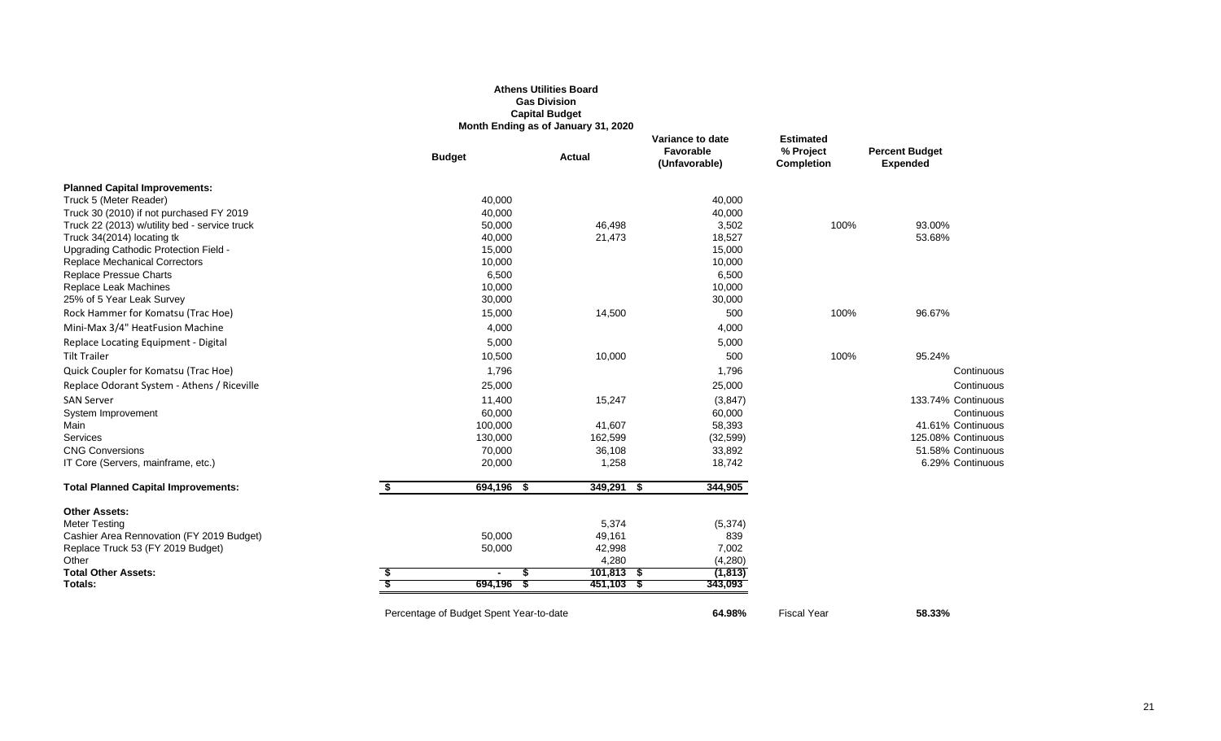**Athens Utilities Board**
**Gas Division**
**Capital Budget**
**Month Ending as of January 31, 2020**

| | Budget | Actual | Variance to date Favorable (Unfavorable) | Estimated % Project Completion | Percent Budget Expended |
|---|---|---|---|---|---|
| **Planned Capital Improvements:** | | | | | |
| Truck 5 (Meter Reader) | 40,000 | | 40,000 | | |
| Truck 30 (2010) if not purchased FY 2019 | 40,000 | | 40,000 | | |
| Truck 22 (2013) w/utility bed - service truck | 50,000 | 46,498 | 3,502 | 100% | 93.00% |
| Truck 34(2014) locating tk | 40,000 | 21,473 | 18,527 | | 53.68% |
| Upgrading Cathodic Protection Field - | 15,000 | | 15,000 | | |
| Replace Mechanical Correctors | 10,000 | | 10,000 | | |
| Replace Pressue Charts | 6,500 | | 6,500 | | |
| Replace Leak Machines | 10,000 | | 10,000 | | |
| 25% of 5 Year Leak Survey | 30,000 | | 30,000 | | |
| Rock Hammer for Komatsu (Trac Hoe) | 15,000 | 14,500 | 500 | 100% | 96.67% |
| Mini-Max 3/4" HeatFusion Machine | 4,000 | | 4,000 | | |
| Replace Locating Equipment - Digital | 5,000 | | 5,000 | | |
| Tilt Trailer | 10,500 | 10,000 | 500 | 100% | 95.24% |
| Quick Coupler for Komatsu (Trac Hoe) | 1,796 | | 1,796 | | Continuous |
| Replace Odorant System - Athens / Riceville | 25,000 | | 25,000 | | Continuous |
| SAN Server | 11,400 | 15,247 | (3,847) | | 133.74% Continuous |
| System Improvement | 60,000 | | 60,000 | | Continuous |
| Main | 100,000 | 41,607 | 58,393 | | 41.61% Continuous |
| Services | 130,000 | 162,599 | (32,599) | | 125.08% Continuous |
| CNG Conversions | 70,000 | 36,108 | 33,892 | | 51.58% Continuous |
| IT Core (Servers, mainframe, etc.) | 20,000 | 1,258 | 18,742 | | 6.29% Continuous |
| **Total Planned Capital Improvements:** | $ 694,196 | $ 349,291 | $ 344,905 | | |
| **Other Assets:** | | | | | |
| Meter Testing | | 5,374 | (5,374) | | |
| Cashier Area Rennovation (FY 2019 Budget) | 50,000 | 49,161 | 839 | | |
| Replace Truck 53 (FY 2019 Budget) | 50,000 | 42,998 | 7,002 | | |
| Other | | 4,280 | (4,280) | | |
| **Total Other Assets:** | $ - | $ 101,813 | $ (1,813) | | |
| **Totals:** | $ 694,196 | $ 451,103 | $ 343,093 | | |

Percentage of Budget Spent Year-to-date **64.98%** Fiscal Year **58.33%**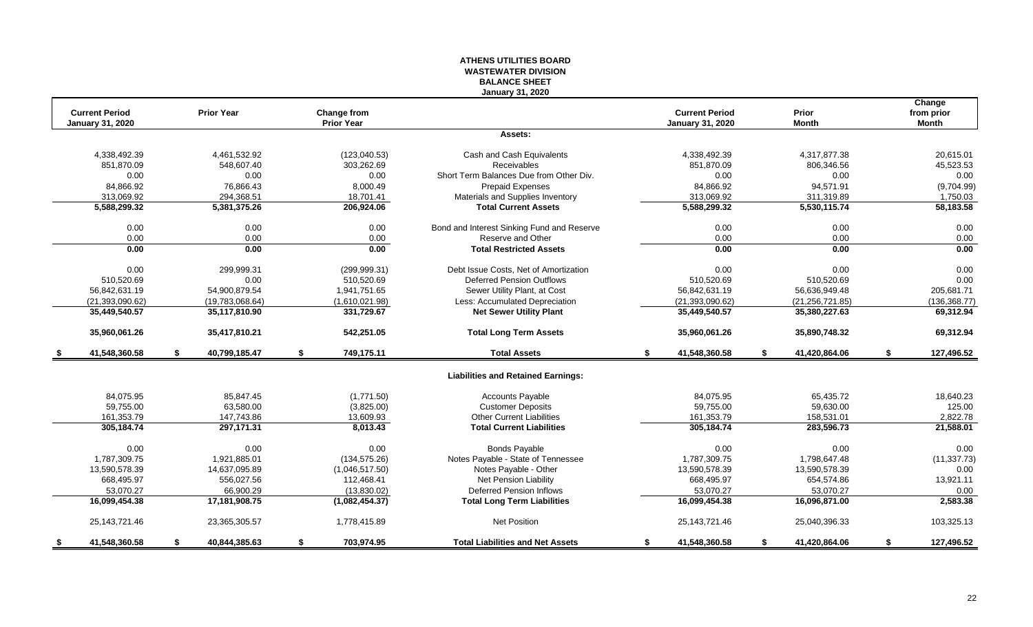# ATHENS UTILITIES BOARD
## WASTEWATER DIVISION
## BALANCE SHEET
### January 31, 2020

| Current Period January 31, 2020 | Prior Year | Change from Prior Year | | Current Period January 31, 2020 | Prior Month | Change from prior Month |
|---|---|---|---|---|---|---|
| | | | **Assets:** | | | |
| 4,338,492.39 | 4,461,532.92 | (123,040.53) | Cash and Cash Equivalents | 4,338,492.39 | 4,317,877.38 | 20,615.01 |
| 851,870.09 | 548,607.40 | 303,262.69 | Receivables | 851,870.09 | 806,346.56 | 45,523.53 |
| 0.00 | 0.00 | 0.00 | Short Term Balances Due from Other Div. | 0.00 | 0.00 | 0.00 |
| 84,866.92 | 76,866.43 | 8,000.49 | Prepaid Expenses | 84,866.92 | 94,571.91 | (9,704.99) |
| 313,069.92 | 294,368.51 | 18,701.41 | Materials and Supplies Inventory | 313,069.92 | 311,319.89 | 1,750.03 |
| **5,588,299.32** | **5,381,375.26** | **206,924.06** | **Total Current Assets** | **5,588,299.32** | **5,530,115.74** | **58,183.58** |
| 0.00 | 0.00 | 0.00 | Bond and Interest Sinking Fund and Reserve | 0.00 | 0.00 | 0.00 |
| 0.00 | 0.00 | 0.00 | Reserve and Other | 0.00 | 0.00 | 0.00 |
| **0.00** | **0.00** | **0.00** | **Total Restricted Assets** | **0.00** | **0.00** | **0.00** |
| 0.00 | 299,999.31 | (299,999.31) | Debt Issue Costs, Net of Amortization | 0.00 | 0.00 | 0.00 |
| 510,520.69 | 0.00 | 510,520.69 | Deferred Pension Outflows | 510,520.69 | 510,520.69 | 0.00 |
| 56,842,631.19 | 54,900,879.54 | 1,941,751.65 | Sewer Utility Plant, at Cost | 56,842,631.19 | 56,636,949.48 | 205,681.71 |
| (21,393,090.62) | (19,783,068.64) | (1,610,021.98) | Less: Accumulated Depreciation | (21,393,090.62) | (21,256,721.85) | (136,368.77) |
| **35,449,540.57** | **35,117,810.90** | **331,729.67** | **Net Sewer Utility Plant** | **35,449,540.57** | **35,380,227.63** | **69,312.94** |
| **35,960,061.26** | **35,417,810.21** | **542,251.05** | **Total Long Term Assets** | **35,960,061.26** | **35,890,748.32** | **69,312.94** |
| **$ 41,548,360.58** | **$ 40,799,185.47** | **$ 749,175.11** | **Total Assets** | **$ 41,548,360.58** | **$ 41,420,864.06** | **$ 127,496.52** |
| | | | **Liabilities and Retained Earnings:** | | | |
| 84,075.95 | 85,847.45 | (1,771.50) | Accounts Payable | 84,075.95 | 65,435.72 | 18,640.23 |
| 59,755.00 | 63,580.00 | (3,825.00) | Customer Deposits | 59,755.00 | 59,630.00 | 125.00 |
| 161,353.79 | 147,743.86 | 13,609.93 | Other Current Liabilities | 161,353.79 | 158,531.01 | 2,822.78 |
| **305,184.74** | **297,171.31** | **8,013.43** | **Total Current Liabilities** | **305,184.74** | **283,596.73** | **21,588.01** |
| 0.00 | 0.00 | 0.00 | Bonds Payable | 0.00 | 0.00 | 0.00 |
| 1,787,309.75 | 1,921,885.01 | (134,575.26) | Notes Payable - State of Tennessee | 1,787,309.75 | 1,798,647.48 | (11,337.73) |
| 13,590,578.39 | 14,637,095.89 | (1,046,517.50) | Notes Payable - Other | 13,590,578.39 | 13,590,578.39 | 0.00 |
| 668,495.97 | 556,027.56 | 112,468.41 | Net Pension Liability | 668,495.97 | 654,574.86 | 13,921.11 |
| 53,070.27 | 66,900.29 | (13,830.02) | Deferred Pension Inflows | 53,070.27 | 53,070.27 | 0.00 |
| **16,099,454.38** | **17,181,908.75** | **(1,082,454.37)** | **Total Long Term Liabilities** | **16,099,454.38** | **16,096,871.00** | **2,583.38** |
| 25,143,721.46 | 23,365,305.57 | 1,778,415.89 | Net Position | 25,143,721.46 | 25,040,396.33 | 103,325.13 |
| **$ 41,548,360.58** | **$ 40,844,385.63** | **$ 703,974.95** | **Total Liabilities and Net Assets** | **$ 41,548,360.58** | **$ 41,420,864.06** | **$ 127,496.52** |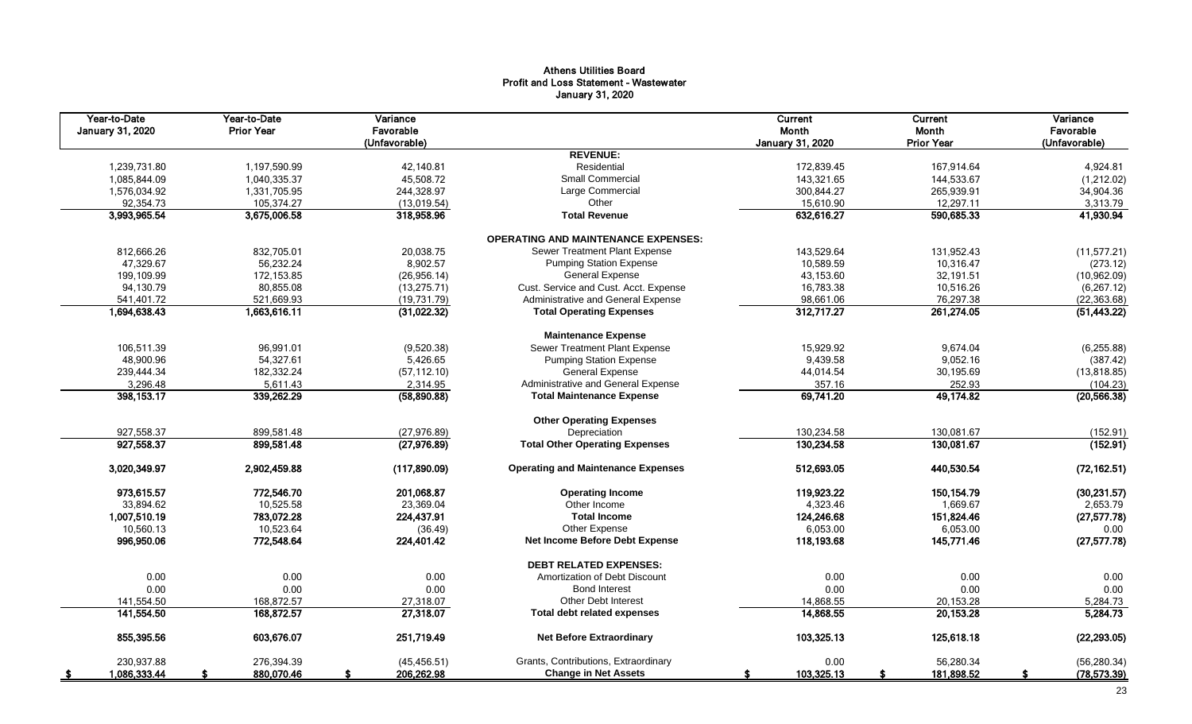# Athens Utilities Board
## Profit and Loss Statement - Wastewater
### January 31, 2020

| Year-to-Date January 31, 2020 | Year-to-Date Prior Year | Variance Favorable (Unfavorable) | | Current Month January 31, 2020 | Current Month Prior Year | Variance Favorable (Unfavorable) |
|---|---|---|---|---|---|---|
| | | | **REVENUE:** | | | |
| 1,239,731.80 | 1,197,590.99 | 42,140.81 | Residential | 172,839.45 | 167,914.64 | 4,924.81 |
| 1,085,844.09 | 1,040,335.37 | 45,508.72 | Small Commercial | 143,321.65 | 144,533.67 | (1,212.02) |
| 1,576,034.92 | 1,331,705.95 | 244,328.97 | Large Commercial | 300,844.27 | 265,939.91 | 34,904.36 |
| 92,354.73 | 105,374.27 | (13,019.54) | Other | 15,610.90 | 12,297.11 | 3,313.79 |
| **3,993,965.54** | **3,675,006.58** | **318,958.96** | **Total Revenue** | **632,616.27** | **590,685.33** | **41,930.94** |
| | | | **OPERATING AND MAINTENANCE EXPENSES:** | | | |
| 812,666.26 | 832,705.01 | 20,038.75 | Sewer Treatment Plant Expense | 143,529.64 | 131,952.43 | (11,577.21) |
| 47,329.67 | 56,232.24 | 8,902.57 | Pumping Station Expense | 10,589.59 | 10,316.47 | (273.12) |
| 199,109.99 | 172,153.85 | (26,956.14) | General Expense | 43,153.60 | 32,191.51 | (10,962.09) |
| 94,130.79 | 80,855.08 | (13,275.71) | Cust. Service and Cust. Acct. Expense | 16,783.38 | 10,516.26 | (6,267.12) |
| 541,401.72 | 521,669.93 | (19,731.79) | Administrative and General Expense | 98,661.06 | 76,297.38 | (22,363.68) |
| **1,694,638.43** | **1,663,616.11** | **(31,022.32)** | **Total Operating Expenses** | **312,717.27** | **261,274.05** | **(51,443.22)** |
| | | | **Maintenance Expense** | | | |
| 106,511.39 | 96,991.01 | (9,520.38) | Sewer Treatment Plant Expense | 15,929.92 | 9,674.04 | (6,255.88) |
| 48,900.96 | 54,327.61 | 5,426.65 | Pumping Station Expense | 9,439.58 | 9,052.16 | (387.42) |
| 239,444.34 | 182,332.24 | (57,112.10) | General Expense | 44,014.54 | 30,195.69 | (13,818.85) |
| 3,296.48 | 5,611.43 | 2,314.95 | Administrative and General Expense | 357.16 | 252.93 | (104.23) |
| **398,153.17** | **339,262.29** | **(58,890.88)** | **Total Maintenance Expense** | **69,741.20** | **49,174.82** | **(20,566.38)** |
| | | | **Other Operating Expenses** | | | |
| 927,558.37 | 899,581.48 | (27,976.89) | Depreciation | 130,234.58 | 130,081.67 | (152.91) |
| **927,558.37** | **899,581.48** | **(27,976.89)** | **Total Other Operating Expenses** | **130,234.58** | **130,081.67** | **(152.91)** |
| **3,020,349.97** | **2,902,459.88** | **(117,890.09)** | **Operating and Maintenance Expenses** | **512,693.05** | **440,530.54** | **(72,162.51)** |
| **973,615.57** | **772,546.70** | **201,068.87** | **Operating Income** | **119,923.22** | **150,154.79** | **(30,231.57)** |
| 33,894.62 | 10,525.58 | 23,369.04 | Other Income | 4,323.46 | 1,669.67 | 2,653.79 |
| **1,007,510.19** | **783,072.28** | **224,437.91** | **Total Income** | **124,246.68** | **151,824.46** | **(27,577.78)** |
| 10,560.13 | 10,523.64 | (36.49) | Other Expense | 6,053.00 | 6,053.00 | 0.00 |
| **996,950.06** | **772,548.64** | **224,401.42** | **Net Income Before Debt Expense** | **118,193.68** | **145,771.46** | **(27,577.78)** |
| | | | **DEBT RELATED EXPENSES:** | | | |
| 0.00 | 0.00 | 0.00 | Amortization of Debt Discount | 0.00 | 0.00 | 0.00 |
| 0.00 | 0.00 | 0.00 | Bond Interest | 0.00 | 0.00 | 0.00 |
| 141,554.50 | 168,872.57 | 27,318.07 | Other Debt Interest | 14,868.55 | 20,153.28 | 5,284.73 |
| **141,554.50** | **168,872.57** | **27,318.07** | **Total debt related expenses** | **14,868.55** | **20,153.28** | **5,284.73** |
| **855,395.56** | **603,676.07** | **251,719.49** | **Net Before Extraordinary** | **103,325.13** | **125,618.18** | **(22,293.05)** |
| 230,937.88 | 276,394.39 | (45,456.51) | Grants, Contributions, Extraordinary | 0.00 | 56,280.34 | (56,280.34) |
| **$ 1,086,333.44** | **$ 880,070.46** | **$ 206,262.98** | **Change in Net Assets** | **$ 103,325.13** | **$ 181,898.52** | **$ (78,573.39)** |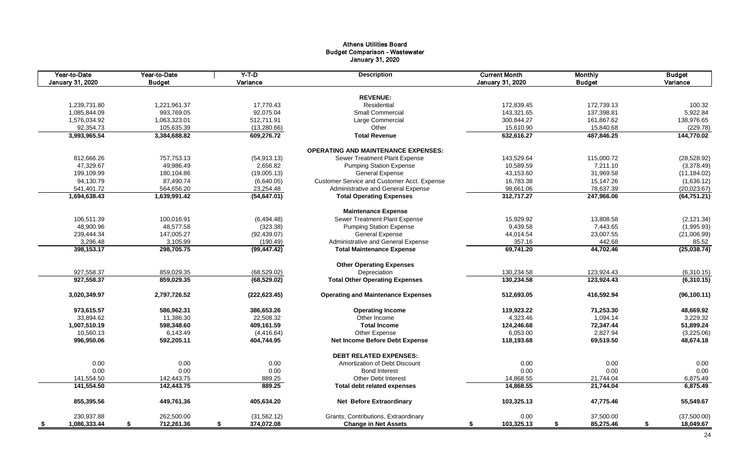# Athens Utilities Board
## Budget Comparison - Wastewater
### January 31, 2020

| Year-to-Date January 31, 2020 | Year-to-Date Budget | Y-T-D Variance | Description | Current Month January 31, 2020 | Monthly Budget | Budget Variance |
|---|---|---|---|---|---|---|
| | | | **REVENUE:** | | | |
| 1,239,731.80 | 1,221,961.37 | 17,770.43 | Residential | 172,839.45 | 172,739.13 | 100.32 |
| 1,085,844.09 | 993,769.05 | 92,075.04 | Small Commercial | 143,321.65 | 137,398.81 | 5,922.84 |
| 1,576,034.92 | 1,063,323.01 | 512,711.91 | Large Commercial | 300,844.27 | 161,867.62 | 138,976.65 |
| 92,354.73 | 105,635.39 | (13,280.66) | Other | 15,610.90 | 15,840.68 | (229.78) |
| **3,993,965.54** | **3,384,688.82** | **609,276.72** | **Total Revenue** | **632,616.27** | **487,846.25** | **144,770.02** |
| | | | **OPERATING AND MAINTENANCE EXPENSES:** | | | |
| 812,666.26 | 757,753.13 | (54,913.13) | Sewer Treatment Plant Expense | 143,529.64 | 115,000.72 | (28,528.92) |
| 47,329.67 | 49,986.49 | 2,656.82 | Pumping Station Expense | 10,589.59 | 7,211.10 | (3,378.49) |
| 199,109.99 | 180,104.86 | (19,005.13) | General Expense | 43,153.60 | 31,969.58 | (11,184.02) |
| 94,130.79 | 87,490.74 | (6,640.05) | Customer Service and Customer Acct. Expense | 16,783.38 | 15,147.26 | (1,636.12) |
| 541,401.72 | 564,656.20 | 23,254.48 | Administrative and General Expense | 98,661.06 | 78,637.39 | (20,023.67) |
| **1,694,638.43** | **1,639,991.42** | **(54,647.01)** | **Total Operating Expenses** | **312,717.27** | **247,966.06** | **(64,751.21)** |
| | | | **Maintenance Expense** | | | |
| 106,511.39 | 100,016.91 | (6,494.48) | Sewer Treatment Plant Expense | 15,929.92 | 13,808.58 | (2,121.34) |
| 48,900.96 | 48,577.58 | (323.38) | Pumping Station Expense | 9,439.58 | 7,443.65 | (1,995.93) |
| 239,444.34 | 147,005.27 | (92,439.07) | General Expense | 44,014.54 | 23,007.55 | (21,006.99) |
| 3,296.48 | 3,105.99 | (190.49) | Administrative and General Expense | 357.16 | 442.68 | 85.52 |
| **398,153.17** | **298,705.75** | **(99,447.42)** | **Total Maintenance Expense** | **69,741.20** | **44,702.46** | **(25,038.74)** |
| | | | **Other Operating Expenses** | | | |
| 927,558.37 | 859,029.35 | (68,529.02) | Depreciation | 130,234.58 | 123,924.43 | (6,310.15) |
| **927,558.37** | **859,029.35** | **(68,529.02)** | **Total Other Operating Expenses** | **130,234.58** | **123,924.43** | **(6,310.15)** |
| **3,020,349.97** | **2,797,726.52** | **(222,623.45)** | **Operating and Maintenance Expenses** | **512,693.05** | **416,592.94** | **(96,100.11)** |
| **973,615.57** | **586,962.31** | **386,653.26** | **Operating Income** | **119,923.22** | **71,253.30** | **48,669.92** |
| 33,894.62 | 11,386.30 | 22,508.32 | Other Income | 4,323.46 | 1,094.14 | 3,229.32 |
| **1,007,510.19** | **598,348.60** | **409,161.59** | **Total Income** | **124,246.68** | **72,347.44** | **51,899.24** |
| 10,560.13 | 6,143.49 | (4,416.64) | Other Expense | 6,053.00 | 2,827.94 | (3,225.06) |
| **996,950.06** | **592,205.11** | **404,744.95** | **Net Income Before Debt Expense** | **118,193.68** | **69,519.50** | **48,674.18** |
| | | | **DEBT RELATED EXPENSES:** | | | |
| 0.00 | 0.00 | 0.00 | Amortization of Debt Discount | 0.00 | 0.00 | 0.00 |
| 0.00 | 0.00 | 0.00 | Bond Interest | 0.00 | 0.00 | 0.00 |
| 141,554.50 | 142,443.75 | 889.25 | Other Debt Interest | 14,868.55 | 21,744.04 | 6,875.49 |
| **141,554.50** | **142,443.75** | **889.25** | **Total debt related expenses** | **14,868.55** | **21,744.04** | **6,875.49** |
| **855,395.56** | **449,761.36** | **405,634.20** | **Net Before Extraordinary** | **103,325.13** | **47,775.46** | **55,549.67** |
| 230,937.88 | 262,500.00 | (31,562.12) | Grants, Contributions, Extraordinary | 0.00 | 37,500.00 | (37,500.00) |
| **$ 1,086,333.44** | **$ 712,261.36** | **$ 374,072.08** | **Change in Net Assets** | **$ 103,325.13** | **$ 85,275.46** | **$ 18,049.67** |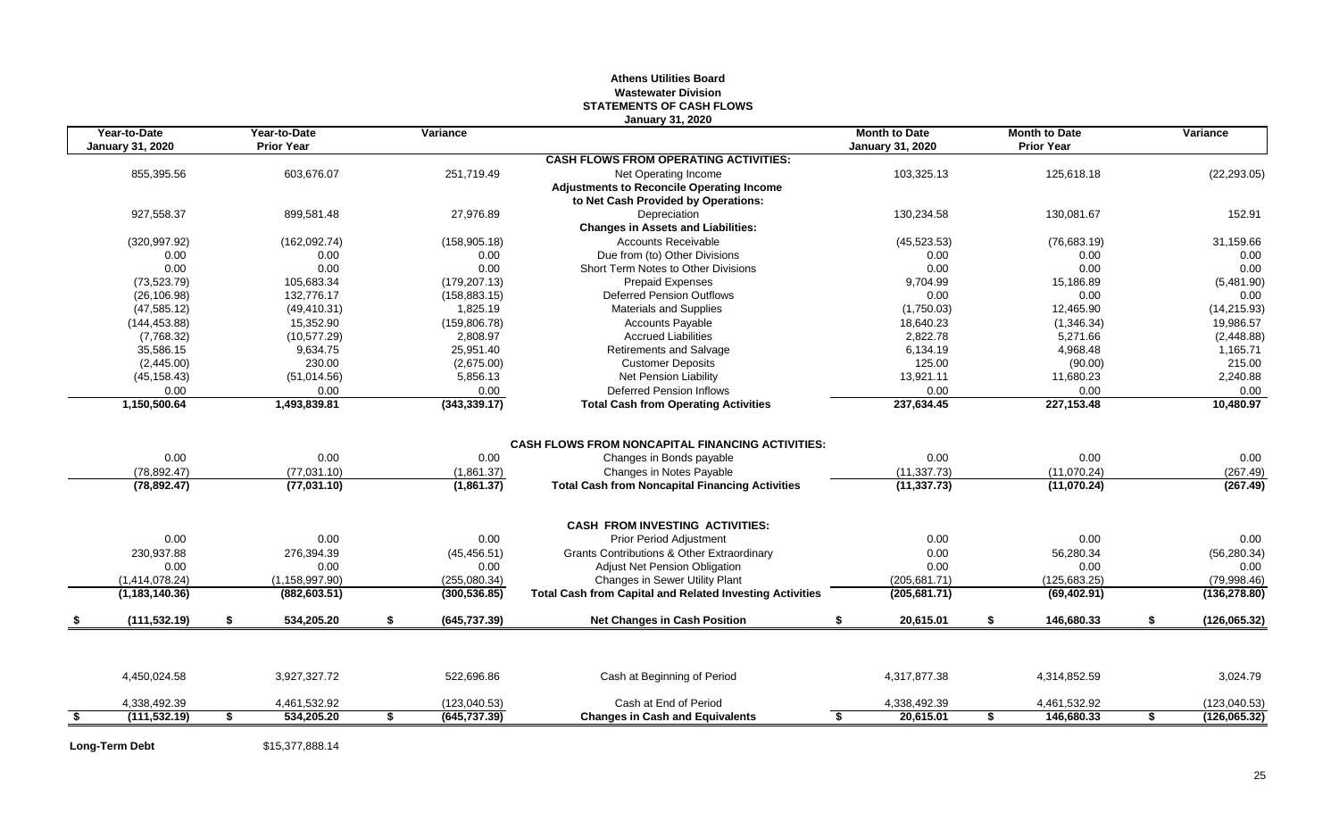# Athens Utilities Board
## Wastewater Division
## STATEMENTS OF CASH FLOWS
### January 31, 2020

| Year-to-Date January 31, 2020 | Year-to-Date Prior Year | Variance | | Month to Date January 31, 2020 | Month to Date Prior Year | Variance |
|---|---|---|---|---|---|---|
| | | | **CASH FLOWS FROM OPERATING ACTIVITIES:** | | | |
| 855,395.56 | 603,676.07 | 251,719.49 | Net Operating Income | 103,325.13 | 125,618.18 | (22,293.05) |
| | | | **Adjustments to Reconcile Operating Income to Net Cash Provided by Operations:** | | | |
| 927,558.37 | 899,581.48 | 27,976.89 | Depreciation | 130,234.58 | 130,081.67 | 152.91 |
| | | | **Changes in Assets and Liabilities:** | | | |
| (320,997.92) | (162,092.74) | (158,905.18) | Accounts Receivable | (45,523.53) | (76,683.19) | 31,159.66 |
| 0.00 | 0.00 | 0.00 | Due from (to) Other Divisions | 0.00 | 0.00 | 0.00 |
| 0.00 | 0.00 | 0.00 | Short Term Notes to Other Divisions | 0.00 | 0.00 | 0.00 |
| (73,523.79) | 105,683.34 | (179,207.13) | Prepaid Expenses | 9,704.99 | 15,186.89 | (5,481.90) |
| (26,106.98) | 132,776.17 | (158,883.15) | Deferred Pension Outflows | 0.00 | 0.00 | 0.00 |
| (47,585.12) | (49,410.31) | 1,825.19 | Materials and Supplies | (1,750.03) | 12,465.90 | (14,215.93) |
| (144,453.88) | 15,352.90 | (159,806.78) | Accounts Payable | 18,640.23 | (1,346.34) | 19,986.57 |
| (7,768.32) | (10,577.29) | 2,808.97 | Accrued Liabilities | 2,822.78 | 5,271.66 | (2,448.88) |
| 35,586.15 | 9,634.75 | 25,951.40 | Retirements and Salvage | 6,134.19 | 4,968.48 | 1,165.71 |
| (2,445.00) | 230.00 | (2,675.00) | Customer Deposits | 125.00 | (90.00) | 215.00 |
| (45,158.43) | (51,014.56) | 5,856.13 | Net Pension Liability | 13,921.11 | 11,680.23 | 2,240.88 |
| 0.00 | 0.00 | 0.00 | Deferred Pension Inflows | 0.00 | 0.00 | 0.00 |
| **1,150,500.64** | **1,493,839.81** | **(343,339.17)** | **Total Cash from Operating Activities** | **237,634.45** | **227,153.48** | **10,480.97** |
| | | | **CASH FLOWS FROM NONCAPITAL FINANCING ACTIVITIES:** | | | |
| 0.00 | 0.00 | 0.00 | Changes in Bonds payable | 0.00 | 0.00 | 0.00 |
| (78,892.47) | (77,031.10) | (1,861.37) | Changes in Notes Payable | (11,337.73) | (11,070.24) | (267.49) |
| **(78,892.47)** | **(77,031.10)** | **(1,861.37)** | **Total Cash from Noncapital Financing Activities** | **(11,337.73)** | **(11,070.24)** | **(267.49)** |
| | | | **CASH FROM INVESTING ACTIVITIES:** | | | |
| 0.00 | 0.00 | 0.00 | Prior Period Adjustment | 0.00 | 0.00 | 0.00 |
| 230,937.88 | 276,394.39 | (45,456.51) | Grants Contributions & Other Extraordinary | 0.00 | 56,280.34 | (56,280.34) |
| 0.00 | 0.00 | 0.00 | Adjust Net Pension Obligation | 0.00 | 0.00 | 0.00 |
| (1,414,078.24) | (1,158,997.90) | (255,080.34) | Changes in Sewer Utility Plant | (205,681.71) | (125,683.25) | (79,998.46) |
| **(1,183,140.36)** | **(882,603.51)** | **(300,536.85)** | **Total Cash from Capital and Related Investing Activities** | **(205,681.71)** | **(69,402.91)** | **(136,278.80)** |
| **$ (111,532.19)** | **$ 534,205.20** | **$ (645,737.39)** | **Net Changes in Cash Position** | **$ 20,615.01** | **$ 146,680.33** | **$ (126,065.32)** |
| 4,450,024.58 | 3,927,327.72 | 522,696.86 | Cash at Beginning of Period | 4,317,877.38 | 4,314,852.59 | 3,024.79 |
| 4,338,492.39 | 4,461,532.92 | (123,040.53) | Cash at End of Period | 4,338,492.39 | 4,461,532.92 | (123,040.53) |
| **$ (111,532.19)** | **$ 534,205.20** | **$ (645,737.39)** | **Changes in Cash and Equivalents** | **$ 20,615.01** | **$ 146,680.33** | **$ (126,065.32)** |

**Long-Term Debt** $15,377,888.14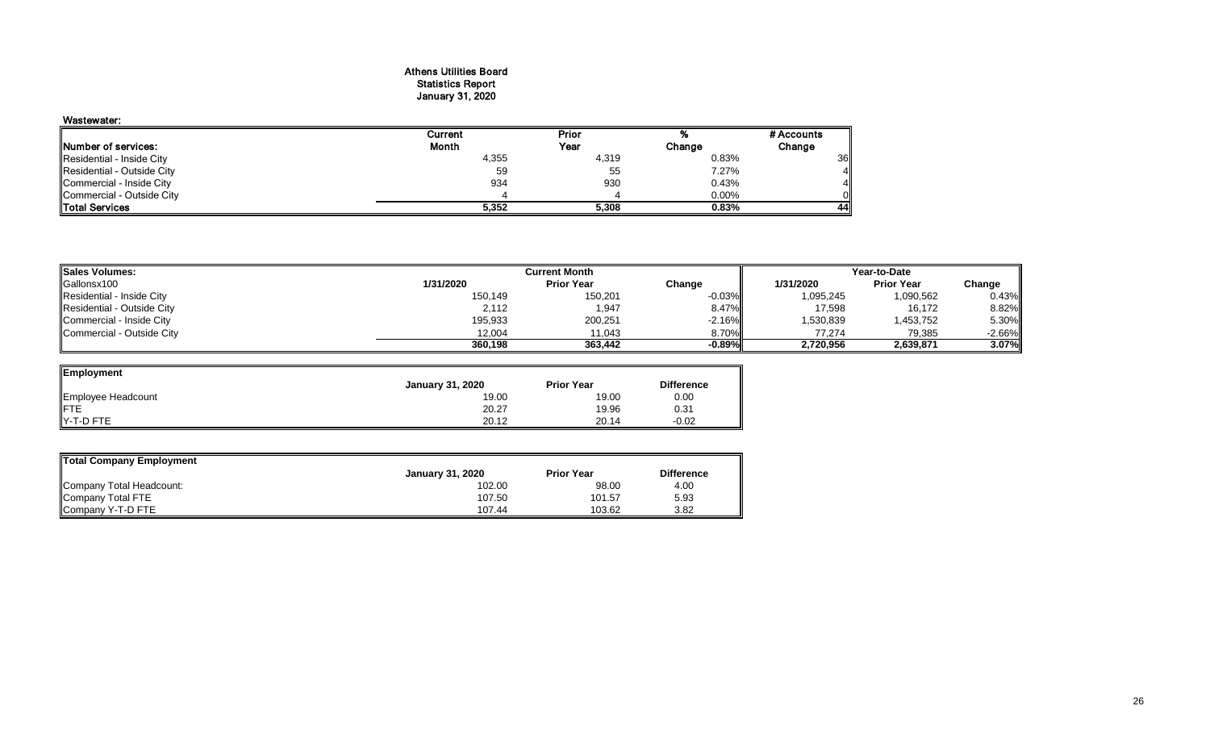# Athens Utilities Board
## Statistics Report
## January 31, 2020

### Wastewater:

| Number of services: | Current Month | Prior Year | % Change | # Accounts Change |
|---|---|---|---|---|
| Residential - Inside City | 4,355 | 4,319 | 0.83% | 36 |
| Residential - Outside City | 59 | 55 | 7.27% | 4 |
| Commercial - Inside City | 934 | 930 | 0.43% | 4 |
| Commercial - Outside City | 4 | 4 | 0.00% | 0 |
| **Total Services** | **5,352** | **5,308** | **0.83%** | **44** |

| Sales Volumes: | Current Month | | | Year-to-Date | | |
|---|---|---|---|---|---|---|
| Gallonsx100 | 1/31/2020 | Prior Year | Change | 1/31/2020 | Prior Year | Change |
| Residential - Inside City | 150,149 | 150,201 | -0.03% | 1,095,245 | 1,090,562 | 0.43% |
| Residential - Outside City | 2,112 | 1,947 | 8.47% | 17,598 | 16,172 | 8.82% |
| Commercial - Inside City | 195,933 | 200,251 | -2.16% | 1,530,839 | 1,453,752 | 5.30% |
| Commercial - Outside City | 12,004 | 11,043 | 8.70% | 77,274 | 79,385 | -2.66% |
| | **360,198** | **363,442** | **-0.89%** | **2,720,956** | **2,639,871** | **3.07%** |

| Employment | January 31, 2020 | Prior Year | Difference |
|---|---|---|---|
| Employee Headcount | 19.00 | 19.00 | 0.00 |
| FTE | 20.27 | 19.96 | 0.31 |
| Y-T-D FTE | 20.12 | 20.14 | -0.02 |

| Total Company Employment | January 31, 2020 | Prior Year | Difference |
|---|---|---|---|
| Company Total Headcount: | 102.00 | 98.00 | 4.00 |
| Company Total FTE | 107.50 | 101.57 | 5.93 |
| Company Y-T-D FTE | 107.44 | 103.62 | 3.82 |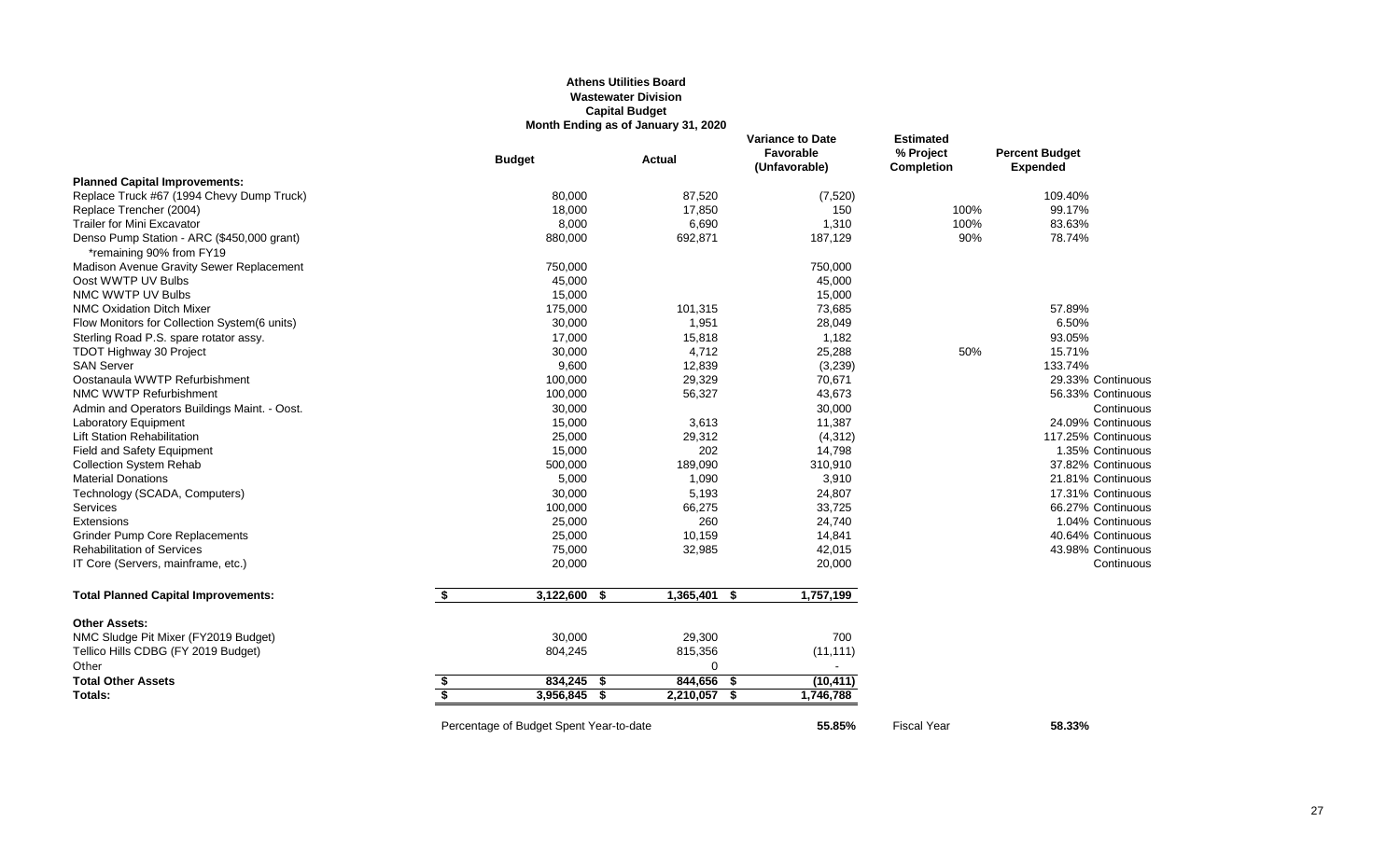**Athens Utilities Board**
**Wastewater Division**
**Capital Budget**
**Month Ending as of January 31, 2020**

| | Budget | Actual | Variance to Date Favorable (Unfavorable) | Estimated % Project Completion | Percent Budget Expended |
|---|---|---|---|---|---|
| **Planned Capital Improvements:** | | | | | |
| Replace Truck #67 (1994 Chevy Dump Truck) | 80,000 | 87,520 | (7,520) | | 109.40% |
| Replace Trencher (2004) | 18,000 | 17,850 | 150 | 100% | 99.17% |
| Trailer for Mini Excavator | 8,000 | 6,690 | 1,310 | 100% | 83.63% |
| Denso Pump Station - ARC ($450,000 grant) *remaining 90% from FY19 | 880,000 | 692,871 | 187,129 | 90% | 78.74% |
| Madison Avenue Gravity Sewer Replacement | 750,000 | | 750,000 | | |
| Oost WWTP UV Bulbs | 45,000 | | 45,000 | | |
| NMC WWTP UV Bulbs | 15,000 | | 15,000 | | |
| NMC Oxidation Ditch Mixer | 175,000 | 101,315 | 73,685 | | 57.89% |
| Flow Monitors for Collection System(6 units) | 30,000 | 1,951 | 28,049 | | 6.50% |
| Sterling Road P.S. spare rotator assy. | 17,000 | 15,818 | 1,182 | | 93.05% |
| TDOT Highway 30 Project | 30,000 | 4,712 | 25,288 | 50% | 15.71% |
| SAN Server | 9,600 | 12,839 | (3,239) | | 133.74% |
| Oostanaula WWTP Refurbishment | 100,000 | 29,329 | 70,671 | | 29.33% Continuous |
| NMC WWTP Refurbishment | 100,000 | 56,327 | 43,673 | | 56.33% Continuous |
| Admin and Operators Buildings Maint. - Oost. | 30,000 | | 30,000 | | Continuous |
| Laboratory Equipment | 15,000 | 3,613 | 11,387 | | 24.09% Continuous |
| Lift Station Rehabilitation | 25,000 | 29,312 | (4,312) | | 117.25% Continuous |
| Field and Safety Equipment | 15,000 | 202 | 14,798 | | 1.35% Continuous |
| Collection System Rehab | 500,000 | 189,090 | 310,910 | | 37.82% Continuous |
| Material Donations | 5,000 | 1,090 | 3,910 | | 21.81% Continuous |
| Technology (SCADA, Computers) | 30,000 | 5,193 | 24,807 | | 17.31% Continuous |
| Services | 100,000 | 66,275 | 33,725 | | 66.27% Continuous |
| Extensions | 25,000 | 260 | 24,740 | | 1.04% Continuous |
| Grinder Pump Core Replacements | 25,000 | 10,159 | 14,841 | | 40.64% Continuous |
| Rehabilitation of Services | 75,000 | 32,985 | 42,015 | | 43.98% Continuous |
| IT Core (Servers, mainframe, etc.) | 20,000 | | 20,000 | | Continuous |
| **Total Planned Capital Improvements:** | **$ 3,122,600** | **$ 1,365,401** | **$ 1,757,199** | | |
| **Other Assets:** | | | | | |
| NMC Sludge Pit Mixer (FY2019 Budget) | 30,000 | 29,300 | 700 | | |
| Tellico Hills CDBG (FY 2019 Budget) | 804,245 | 815,356 | (11,111) | | |
| Other | | 0 | - | | |
| **Total Other Assets** | **$ 834,245** | **$ 844,656** | **$ (10,411)** | | |
| **Totals:** | **$ 3,956,845** | **$ 2,210,057** | **$ 1,746,788** | | |
| Percentage of Budget Spent Year-to-date | | | **55.85%** | Fiscal Year | **58.33%** |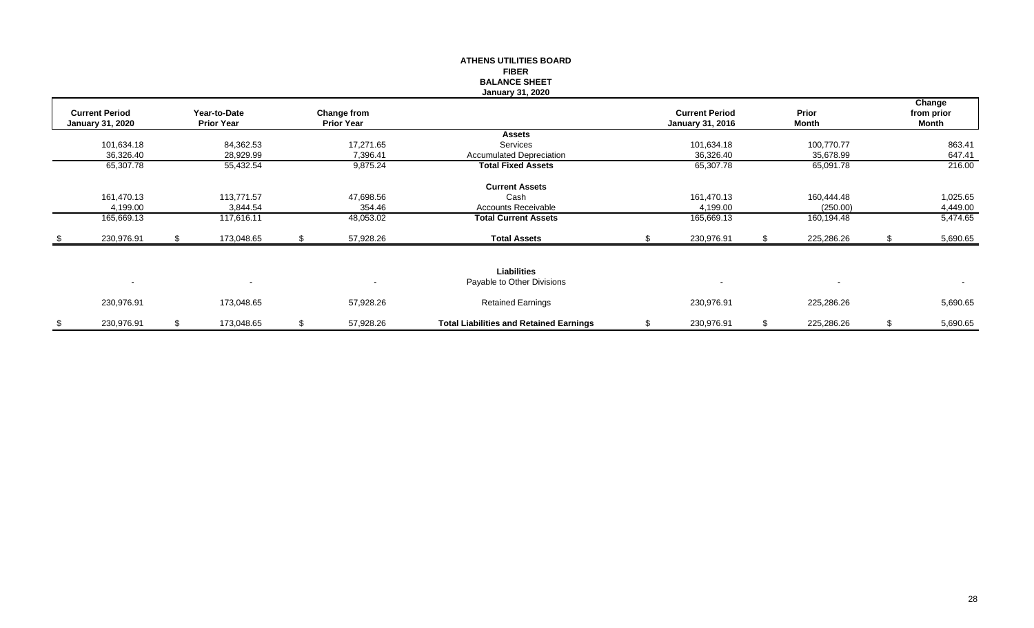# ATHENS UTILITIES BOARD
## FIBER
## BALANCE SHEET
### January 31, 2020

| Current Period January 31, 2020 | Year-to-Date Prior Year | Change from Prior Year | | Current Period January 31, 2016 | Prior Month | Change from prior Month |
|---|---|---|---|---|---|---|
| | | | **Assets** | | | |
| 101,634.18 | 84,362.53 | 17,271.65 | Services | 101,634.18 | 100,770.77 | 863.41 |
| 36,326.40 | 28,929.99 | 7,396.41 | Accumulated Depreciation | 36,326.40 | 35,678.99 | 647.41 |
| 65,307.78 | 55,432.54 | 9,875.24 | **Total Fixed Assets** | 65,307.78 | 65,091.78 | 216.00 |
| | | | **Current Assets** | | | |
| 161,470.13 | 113,771.57 | 47,698.56 | Cash | 161,470.13 | 160,444.48 | 1,025.65 |
| 4,199.00 | 3,844.54 | 354.46 | Accounts Receivable | 4,199.00 | (250.00) | 4,449.00 |
| 165,669.13 | 117,616.11 | 48,053.02 | **Total Current Assets** | 165,669.13 | 160,194.48 | 5,474.65 |
| $ 230,976.91 | $ 173,048.65 | $ 57,928.26 | **Total Assets** | $ 230,976.91 | $ 225,286.26 | $ 5,690.65 |
| | | | **Liabilities** | | | |
| - | - | - | Payable to Other Divisions | - | - | - |
| 230,976.91 | 173,048.65 | 57,928.26 | Retained Earnings | 230,976.91 | 225,286.26 | 5,690.65 |
| $ 230,976.91 | $ 173,048.65 | $ 57,928.26 | **Total Liabilities and Retained Earnings** | $ 230,976.91 | $ 225,286.26 | $ 5,690.65 |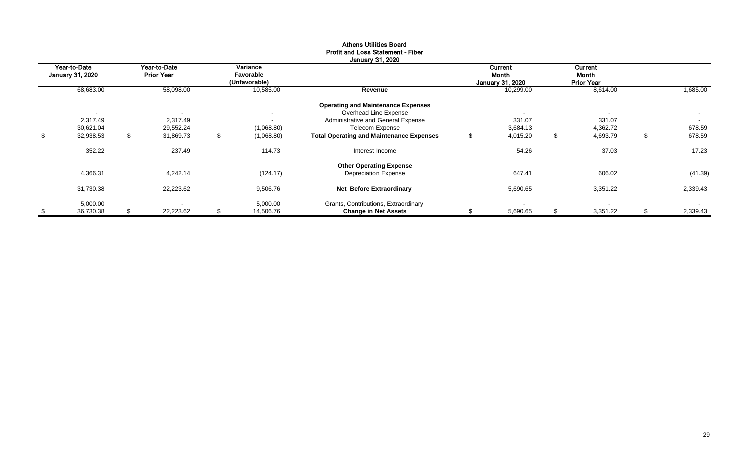# Athens Utilities Board
## Profit and Loss Statement - Fiber
### January 31, 2020

| Year-to-Date January 31, 2020 | Year-to-Date Prior Year | Variance Favorable (Unfavorable) | | Current Month January 31, 2020 | Current Month Prior Year | |
|---|---|---|---|---|---|---|
| 68,683.00 | 58,098.00 | 10,585.00 | **Revenue** | 10,299.00 | 8,614.00 | 1,685.00 |
| | | | **Operating and Maintenance Expenses** | | | |
| - | - | - | Overhead Line Expense | - | - | - |
| 2,317.49 | 2,317.49 | - | Administrative and General Expense | 331.07 | 331.07 | - |
| 30,621.04 | 29,552.24 | (1,068.80) | Telecom Expense | 3,684.13 | 4,362.72 | 678.59 |
| $ 32,938.53 | $ 31,869.73 | $ (1,068.80) | **Total Operating and Maintenance Expenses** | $ 4,015.20 | $ 4,693.79 | $ 678.59 |
| 352.22 | 237.49 | 114.73 | Interest Income | 54.26 | 37.03 | 17.23 |
| | | | **Other Operating Expense** | | | |
| 4,366.31 | 4,242.14 | (124.17) | Depreciation Expense | 647.41 | 606.02 | (41.39) |
| 31,730.38 | 22,223.62 | 9,506.76 | **Net Before Extraordinary** | 5,690.65 | 3,351.22 | 2,339.43 |
| 5,000.00 | - | 5,000.00 | Grants, Contributions, Extraordinary | - | - | - |
| $ 36,730.38 | $ 22,223.62 | $ 14,506.76 | **Change in Net Assets** | $ 5,690.65 | $ 3,351.22 | $ 2,339.43 |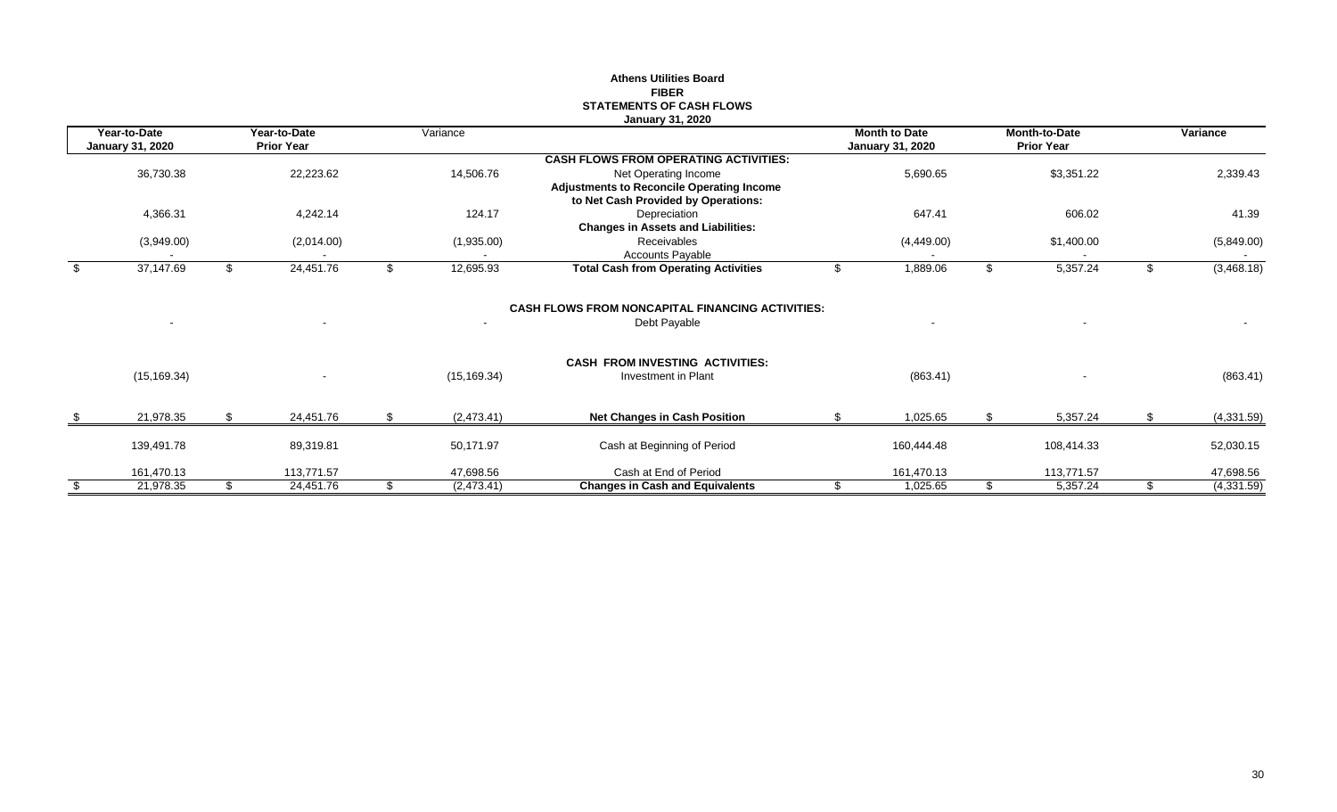**Athens Utilities Board**
**FIBER**
**STATEMENTS OF CASH FLOWS**
**January 31, 2020**

| Year-to-Date January 31, 2020 | Year-to-Date Prior Year | Variance | | Month to Date January 31, 2020 | Month-to-Date Prior Year | Variance |
|---|---|---|---|---|---|---|
| | | | **CASH FLOWS FROM OPERATING ACTIVITIES:** | | | |
| 36,730.38 | 22,223.62 | 14,506.76 | Net Operating Income | 5,690.65 | $3,351.22 | 2,339.43 |
| | | | **Adjustments to Reconcile Operating Income** | | | |
| | | | **to Net Cash Provided by Operations:** | | | |
| 4,366.31 | 4,242.14 | 124.17 | Depreciation | 647.41 | 606.02 | 41.39 |
| | | | **Changes in Assets and Liabilities:** | | | |
| (3,949.00) | (2,014.00) | (1,935.00) | Receivables | (4,449.00) | $1,400.00 | (5,849.00) |
| - | - | - | Accounts Payable | - | - | - |
| $ 37,147.69 | $ 24,451.76 | $ 12,695.93 | **Total Cash from Operating Activities** | $ 1,889.06 | $ 5,357.24 | $ (3,468.18) |
| | | | **CASH FLOWS FROM NONCAPITAL FINANCING ACTIVITIES:** | | | |
| - | - | - | Debt Payable | - | - | - |
| | | | **CASH FROM INVESTING ACTIVITIES:** | | | |
| (15,169.34) | - | (15,169.34) | Investment in Plant | (863.41) | - | (863.41) |
| $ 21,978.35 | $ 24,451.76 | $ (2,473.41) | **Net Changes in Cash Position** | $ 1,025.65 | $ 5,357.24 | $ (4,331.59) |
| 139,491.78 | 89,319.81 | 50,171.97 | Cash at Beginning of Period | 160,444.48 | 108,414.33 | 52,030.15 |
| 161,470.13 | 113,771.57 | 47,698.56 | Cash at End of Period | 161,470.13 | 113,771.57 | 47,698.56 |
| $ 21,978.35 | $ 24,451.76 | $ (2,473.41) | **Changes in Cash and Equivalents** | $ 1,025.65 | $ 5,357.24 | $ (4,331.59) |